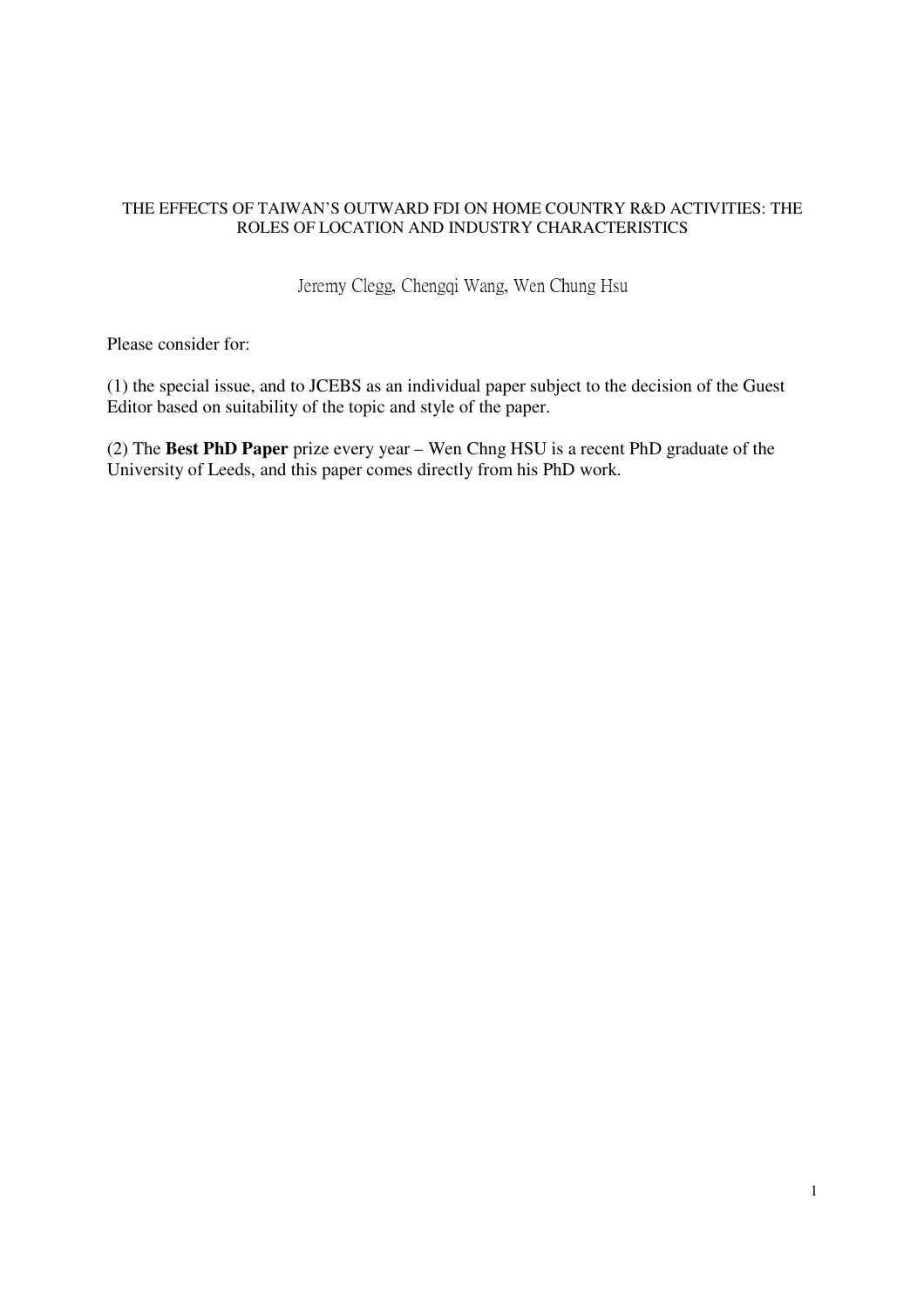# THE EFFECTS OF TAIWAN'S OUTWARD FDI ON HOME COUNTRY R&D ACTIVITIES: THE ROLES OF LOCATION AND INDUSTRY CHARACTERISTICS

Jeremy Clegg, Chengqi Wang, Wen Chung Hsu

Please consider for:

(1) the special issue, and to JCEBS as an individual paper subject to the decision of the Guest Editor based on suitability of the topic and style of the paper.

(2) The **Best PhD Paper** prize every year – Wen Chng HSU is a recent PhD graduate of the University of Leeds, and this paper comes directly from his PhD work.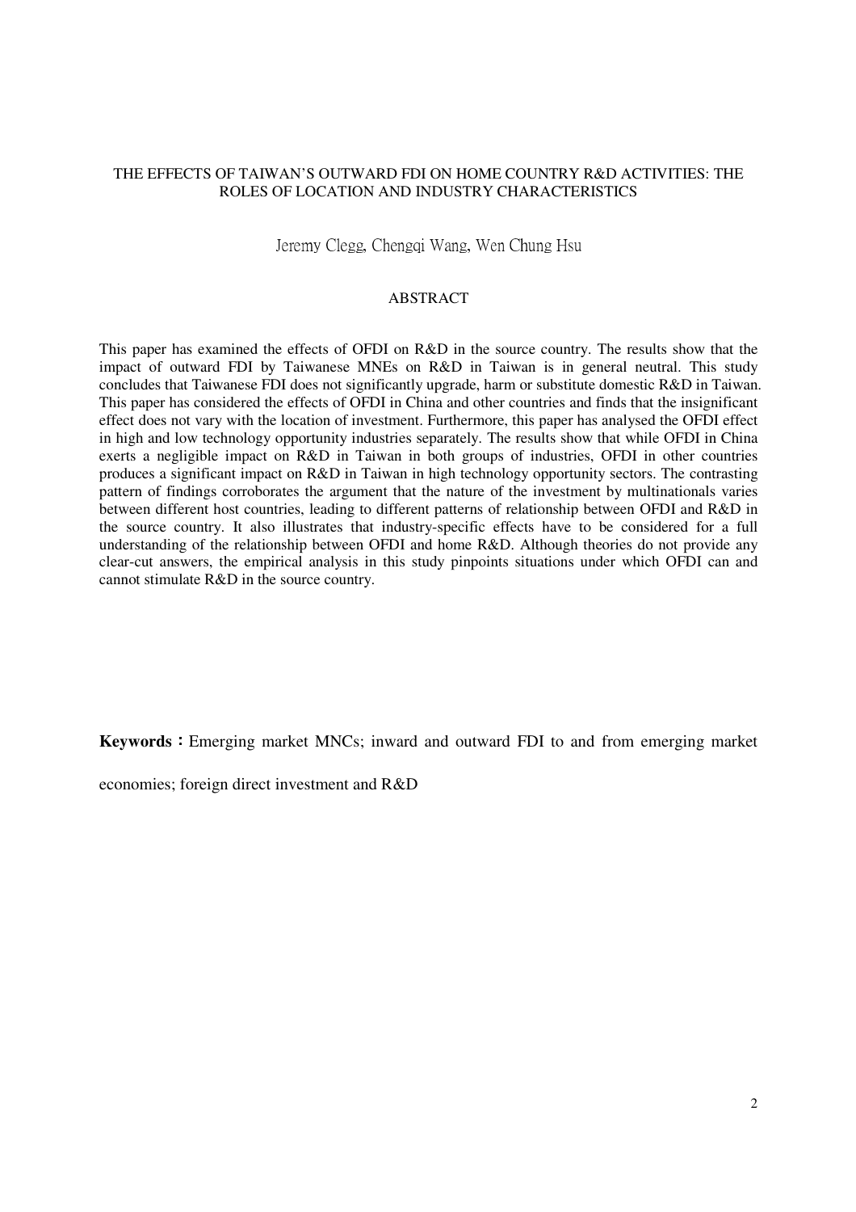# THE EFFECTS OF TAIWAN'S OUTWARD FDI ON HOME COUNTRY R&D ACTIVITIES: THE ROLES OF LOCATION AND INDUSTRY CHARACTERISTICS

Jeremy Clegg, Chengqi Wang, Wen Chung Hsu

## ABSTRACT

This paper has examined the effects of OFDI on R&D in the source country. The results show that the impact of outward FDI by Taiwanese MNEs on R&D in Taiwan is in general neutral. This study concludes that Taiwanese FDI does not significantly upgrade, harm or substitute domestic R&D in Taiwan. This paper has considered the effects of OFDI in China and other countries and finds that the insignificant effect does not vary with the location of investment. Furthermore, this paper has analysed the OFDI effect in high and low technology opportunity industries separately. The results show that while OFDI in China exerts a negligible impact on R&D in Taiwan in both groups of industries, OFDI in other countries produces a significant impact on R&D in Taiwan in high technology opportunity sectors. The contrasting pattern of findings corroborates the argument that the nature of the investment by multinationals varies between different host countries, leading to different patterns of relationship between OFDI and R&D in the source country. It also illustrates that industry-specific effects have to be considered for a full understanding of the relationship between OFDI and home R&D. Although theories do not provide any clear-cut answers, the empirical analysis in this study pinpoints situations under which OFDI can and cannot stimulate R&D in the source country.

**Keywords：**Emerging market MNCs; inward and outward FDI to and from emerging market economies; foreign direct investment and R&D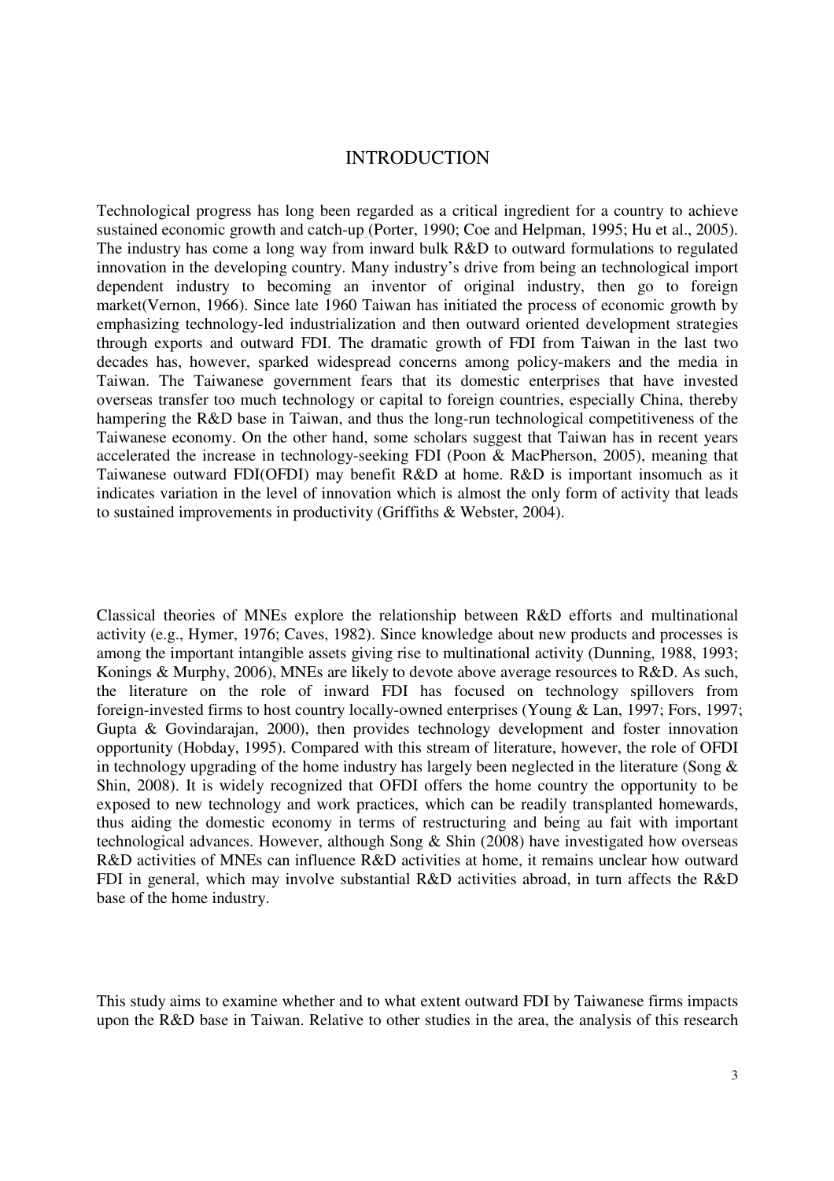# INTRODUCTION

Technological progress has long been regarded as a critical ingredient for a country to achieve sustained economic growth and catch-up (Porter, 1990; Coe and Helpman, 1995; Hu et al., 2005). The industry has come a long way from inward bulk R&D to outward formulations to regulated innovation in the developing country. Many industry's drive from being an technological import dependent industry to becoming an inventor of original industry, then go to foreign market(Vernon, 1966). Since late 1960 Taiwan has initiated the process of economic growth by emphasizing technology-led industrialization and then outward oriented development strategies through exports and outward FDI. The dramatic growth of FDI from Taiwan in the last two decades has, however, sparked widespread concerns among policy-makers and the media in Taiwan. The Taiwanese government fears that its domestic enterprises that have invested overseas transfer too much technology or capital to foreign countries, especially China, thereby hampering the R&D base in Taiwan, and thus the long-run technological competitiveness of the Taiwanese economy. On the other hand, some scholars suggest that Taiwan has in recent years accelerated the increase in technology-seeking FDI (Poon & MacPherson, 2005), meaning that Taiwanese outward FDI(OFDI) may benefit R&D at home. R&D is important insomuch as it indicates variation in the level of innovation which is almost the only form of activity that leads to sustained improvements in productivity (Griffiths & Webster, 2004).

Classical theories of MNEs explore the relationship between R&D efforts and multinational activity (e.g., Hymer, 1976; Caves, 1982). Since knowledge about new products and processes is among the important intangible assets giving rise to multinational activity (Dunning, 1988, 1993; Konings & Murphy, 2006), MNEs are likely to devote above average resources to R&D. As such, the literature on the role of inward FDI has focused on technology spillovers from foreign-invested firms to host country locally-owned enterprises (Young & Lan, 1997; Fors, 1997; Gupta & Govindarajan, 2000), then provides technology development and foster innovation opportunity (Hobday, 1995). Compared with this stream of literature, however, the role of OFDI in technology upgrading of the home industry has largely been neglected in the literature (Song & Shin, 2008). It is widely recognized that OFDI offers the home country the opportunity to be exposed to new technology and work practices, which can be readily transplanted homewards, thus aiding the domestic economy in terms of restructuring and being au fait with important technological advances. However, although Song & Shin (2008) have investigated how overseas R&D activities of MNEs can influence R&D activities at home, it remains unclear how outward FDI in general, which may involve substantial R&D activities abroad, in turn affects the R&D base of the home industry.

This study aims to examine whether and to what extent outward FDI by Taiwanese firms impacts upon the R&D base in Taiwan. Relative to other studies in the area, the analysis of this research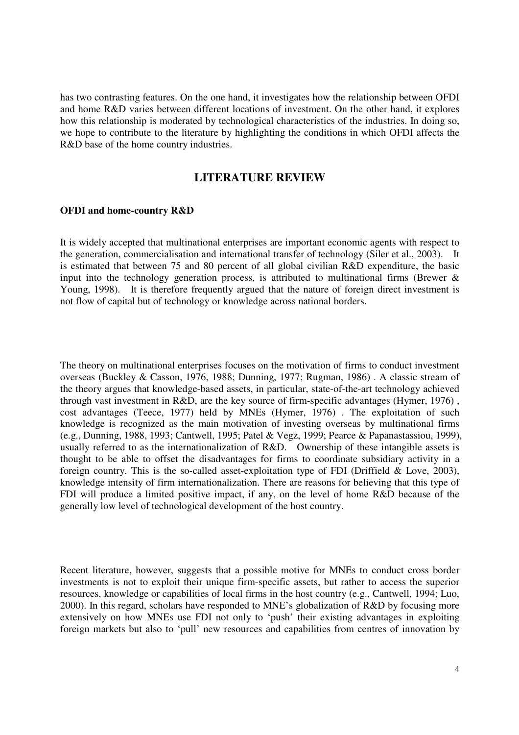has two contrasting features. On the one hand, it investigates how the relationship between OFDI and home R&D varies between different locations of investment. On the other hand, it explores how this relationship is moderated by technological characteristics of the industries. In doing so, we hope to contribute to the literature by highlighting the conditions in which OFDI affects the R&D base of the home country industries.

## LITERATURE REVIEW

### OFDI and home-country R&D

It is widely accepted that multinational enterprises are important economic agents with respect to the generation, commercialisation and international transfer of technology (Siler et al., 2003). It is estimated that between 75 and 80 percent of all global civilian R&D expenditure, the basic input into the technology generation process, is attributed to multinational firms (Brewer & Young, 1998). It is therefore frequently argued that the nature of foreign direct investment is not flow of capital but of technology or knowledge across national borders.

The theory on multinational enterprises focuses on the motivation of firms to conduct investment overseas (Buckley & Casson, 1976, 1988; Dunning, 1977; Rugman, 1986) . A classic stream of the theory argues that knowledge-based assets, in particular, state-of-the-art technology achieved through vast investment in R&D, are the key source of firm-specific advantages (Hymer, 1976) , cost advantages (Teece, 1977) held by MNEs (Hymer, 1976) . The exploitation of such knowledge is recognized as the main motivation of investing overseas by multinational firms (e.g., Dunning, 1988, 1993; Cantwell, 1995; Patel & Vegz, 1999; Pearce & Papanastassiou, 1999), usually referred to as the internationalization of R&D. Ownership of these intangible assets is thought to be able to offset the disadvantages for firms to coordinate subsidiary activity in a foreign country. This is the so-called asset-exploitation type of FDI (Driffield & Love, 2003), knowledge intensity of firm internationalization. There are reasons for believing that this type of FDI will produce a limited positive impact, if any, on the level of home R&D because of the generally low level of technological development of the host country.

Recent literature, however, suggests that a possible motive for MNEs to conduct cross border investments is not to exploit their unique firm-specific assets, but rather to access the superior resources, knowledge or capabilities of local firms in the host country (e.g., Cantwell, 1994; Luo, 2000). In this regard, scholars have responded to MNE's globalization of R&D by focusing more extensively on how MNEs use FDI not only to 'push' their existing advantages in exploiting foreign markets but also to 'pull' new resources and capabilities from centres of innovation by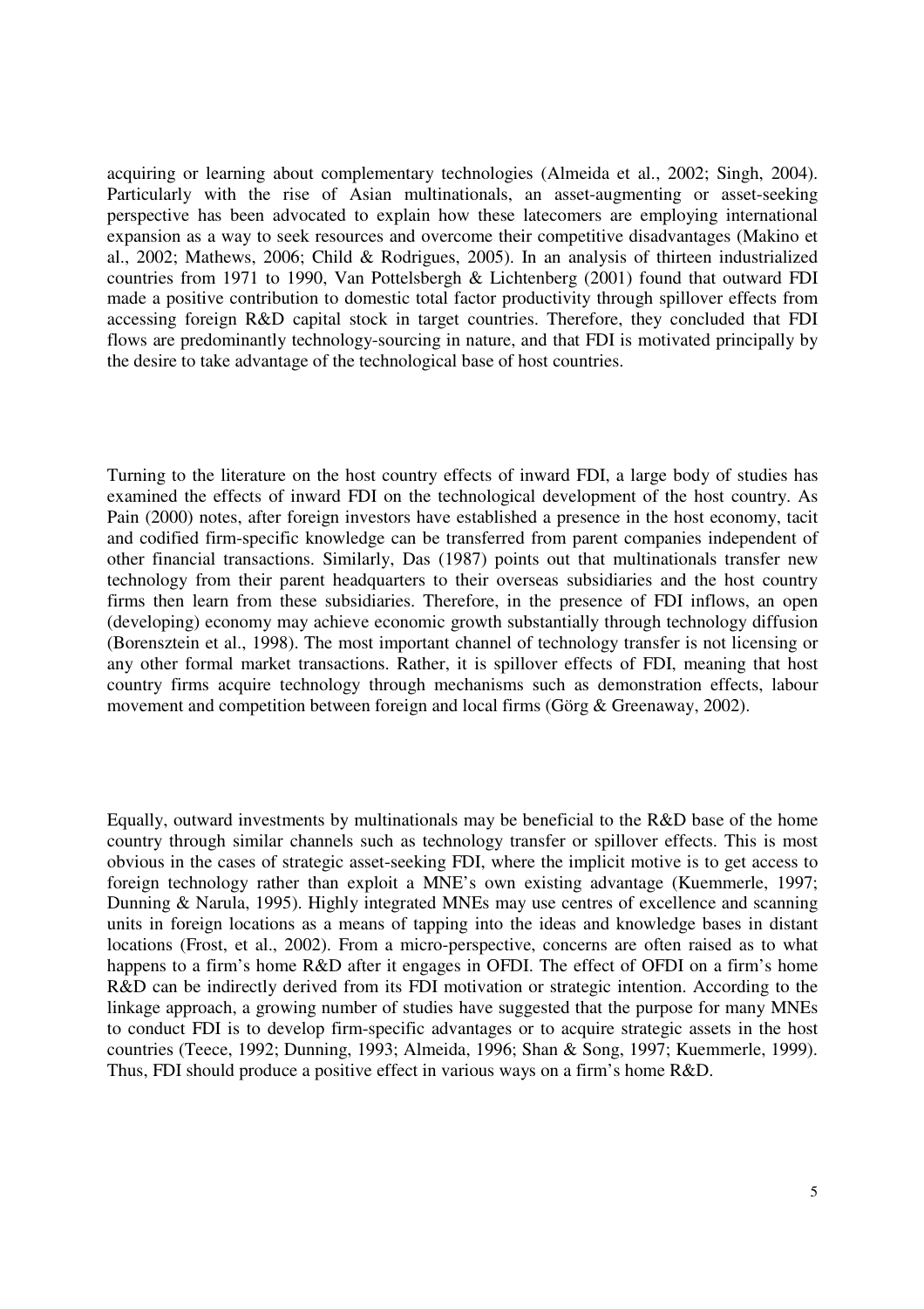acquiring or learning about complementary technologies (Almeida et al., 2002; Singh, 2004). Particularly with the rise of Asian multinationals, an asset-augmenting or asset-seeking perspective has been advocated to explain how these latecomers are employing international expansion as a way to seek resources and overcome their competitive disadvantages (Makino et al., 2002; Mathews, 2006; Child & Rodrigues, 2005). In an analysis of thirteen industrialized countries from 1971 to 1990, Van Pottelsbergh & Lichtenberg (2001) found that outward FDI made a positive contribution to domestic total factor productivity through spillover effects from accessing foreign R&D capital stock in target countries. Therefore, they concluded that FDI flows are predominantly technology-sourcing in nature, and that FDI is motivated principally by the desire to take advantage of the technological base of host countries.

Turning to the literature on the host country effects of inward FDI, a large body of studies has examined the effects of inward FDI on the technological development of the host country. As Pain (2000) notes, after foreign investors have established a presence in the host economy, tacit and codified firm-specific knowledge can be transferred from parent companies independent of other financial transactions. Similarly, Das (1987) points out that multinationals transfer new technology from their parent headquarters to their overseas subsidiaries and the host country firms then learn from these subsidiaries. Therefore, in the presence of FDI inflows, an open (developing) economy may achieve economic growth substantially through technology diffusion (Borensztein et al., 1998). The most important channel of technology transfer is not licensing or any other formal market transactions. Rather, it is spillover effects of FDI, meaning that host country firms acquire technology through mechanisms such as demonstration effects, labour movement and competition between foreign and local firms (Görg & Greenaway, 2002).

Equally, outward investments by multinationals may be beneficial to the R&D base of the home country through similar channels such as technology transfer or spillover effects. This is most obvious in the cases of strategic asset-seeking FDI, where the implicit motive is to get access to foreign technology rather than exploit a MNE's own existing advantage (Kuemmerle, 1997; Dunning & Narula, 1995). Highly integrated MNEs may use centres of excellence and scanning units in foreign locations as a means of tapping into the ideas and knowledge bases in distant locations (Frost, et al., 2002). From a micro-perspective, concerns are often raised as to what happens to a firm's home R&D after it engages in OFDI. The effect of OFDI on a firm's home R&D can be indirectly derived from its FDI motivation or strategic intention. According to the linkage approach, a growing number of studies have suggested that the purpose for many MNEs to conduct FDI is to develop firm-specific advantages or to acquire strategic assets in the host countries (Teece, 1992; Dunning, 1993; Almeida, 1996; Shan & Song, 1997; Kuemmerle, 1999). Thus, FDI should produce a positive effect in various ways on a firm's home R&D.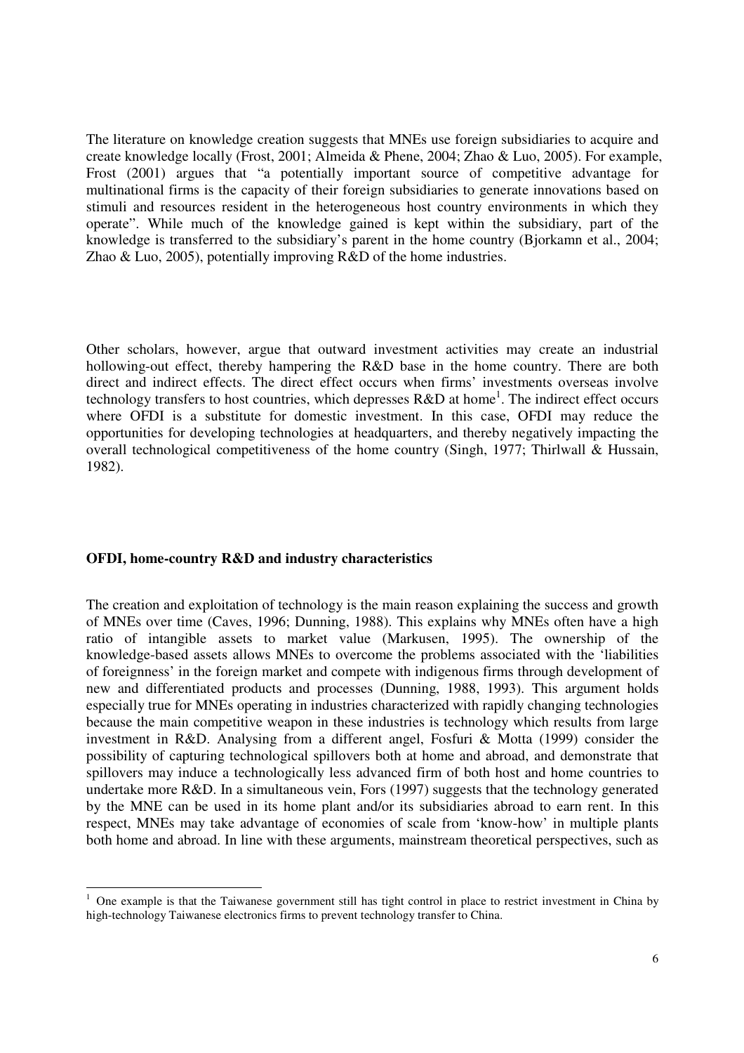The literature on knowledge creation suggests that MNEs use foreign subsidiaries to acquire and create knowledge locally (Frost, 2001; Almeida & Phene, 2004; Zhao & Luo, 2005). For example, Frost (2001) argues that "a potentially important source of competitive advantage for multinational firms is the capacity of their foreign subsidiaries to generate innovations based on stimuli and resources resident in the heterogeneous host country environments in which they operate". While much of the knowledge gained is kept within the subsidiary, part of the knowledge is transferred to the subsidiary's parent in the home country (Bjorkamn et al., 2004; Zhao & Luo, 2005), potentially improving R&D of the home industries.

Other scholars, however, argue that outward investment activities may create an industrial hollowing-out effect, thereby hampering the R&D base in the home country. There are both direct and indirect effects. The direct effect occurs when firms' investments overseas involve technology transfers to host countries, which depresses R&D at home[1]. The indirect effect occurs where OFDI is a substitute for domestic investment. In this case, OFDI may reduce the opportunities for developing technologies at headquarters, and thereby negatively impacting the overall technological competitiveness of the home country (Singh, 1977; Thirlwall & Hussain, 1982).

**OFDI, home-country R&D and industry characteristics**

The creation and exploitation of technology is the main reason explaining the success and growth of MNEs over time (Caves, 1996; Dunning, 1988). This explains why MNEs often have a high ratio of intangible assets to market value (Markusen, 1995). The ownership of the knowledge-based assets allows MNEs to overcome the problems associated with the 'liabilities of foreignness' in the foreign market and compete with indigenous firms through development of new and differentiated products and processes (Dunning, 1988, 1993). This argument holds especially true for MNEs operating in industries characterized with rapidly changing technologies because the main competitive weapon in these industries is technology which results from large investment in R&D. Analysing from a different angel, Fosfuri & Motta (1999) consider the possibility of capturing technological spillovers both at home and abroad, and demonstrate that spillovers may induce a technologically less advanced firm of both host and home countries to undertake more R&D. In a simultaneous vein, Fors (1997) suggests that the technology generated by the MNE can be used in its home plant and/or its subsidiaries abroad to earn rent. In this respect, MNEs may take advantage of economies of scale from 'know-how' in multiple plants both home and abroad. In line with these arguments, mainstream theoretical perspectives, such as

[1] One example is that the Taiwanese government still has tight control in place to restrict investment in China by high-technology Taiwanese electronics firms to prevent technology transfer to China.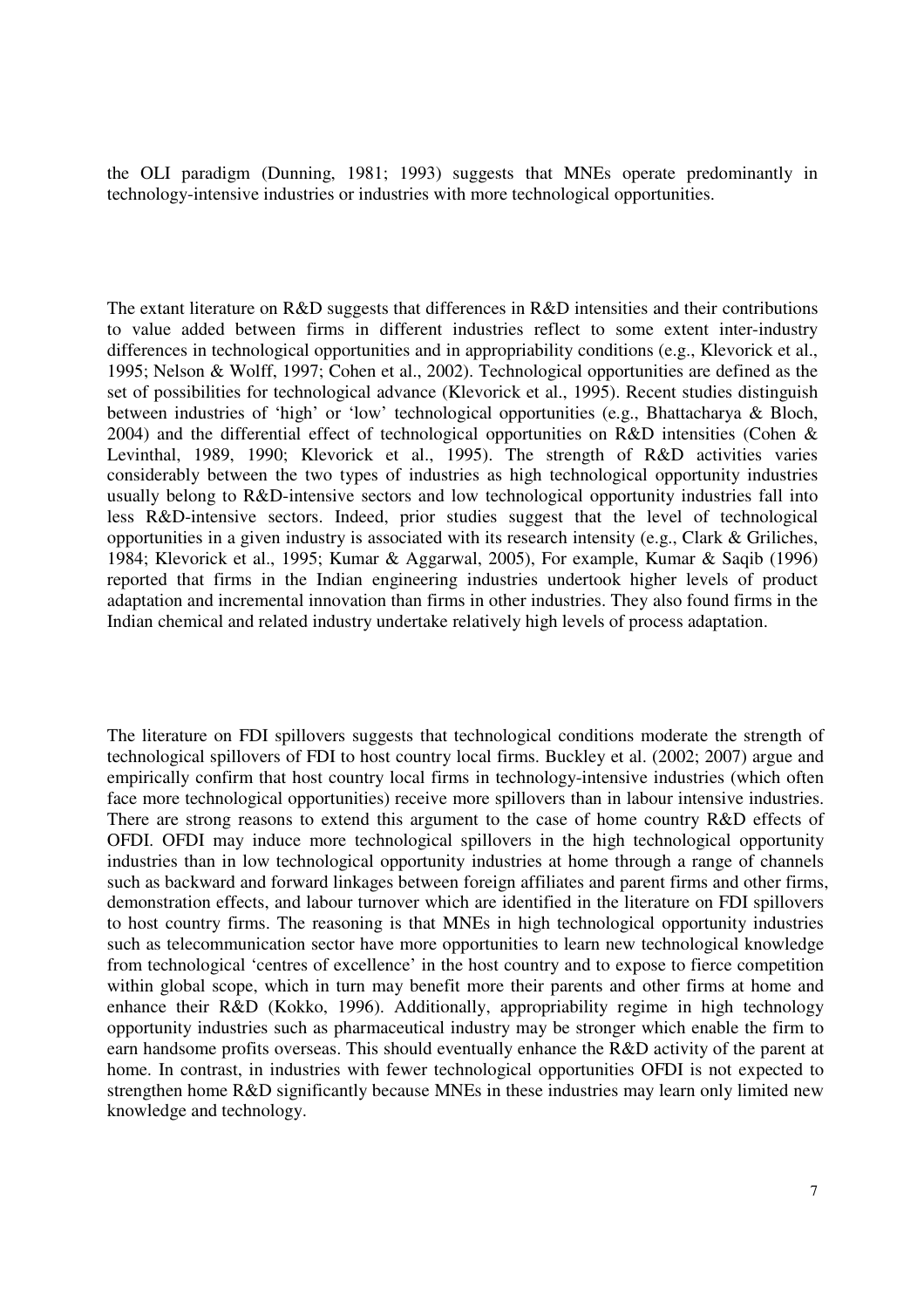the OLI paradigm (Dunning, 1981; 1993) suggests that MNEs operate predominantly in technology-intensive industries or industries with more technological opportunities.

The extant literature on R&D suggests that differences in R&D intensities and their contributions to value added between firms in different industries reflect to some extent inter-industry differences in technological opportunities and in appropriability conditions (e.g., Klevorick et al., 1995; Nelson & Wolff, 1997; Cohen et al., 2002). Technological opportunities are defined as the set of possibilities for technological advance (Klevorick et al., 1995). Recent studies distinguish between industries of 'high' or 'low' technological opportunities (e.g., Bhattacharya & Bloch, 2004) and the differential effect of technological opportunities on R&D intensities (Cohen & Levinthal, 1989, 1990; Klevorick et al., 1995). The strength of R&D activities varies considerably between the two types of industries as high technological opportunity industries usually belong to R&D-intensive sectors and low technological opportunity industries fall into less R&D-intensive sectors. Indeed, prior studies suggest that the level of technological opportunities in a given industry is associated with its research intensity (e.g., Clark & Griliches, 1984; Klevorick et al., 1995; Kumar & Aggarwal, 2005), For example, Kumar & Saqib (1996) reported that firms in the Indian engineering industries undertook higher levels of product adaptation and incremental innovation than firms in other industries. They also found firms in the Indian chemical and related industry undertake relatively high levels of process adaptation.

The literature on FDI spillovers suggests that technological conditions moderate the strength of technological spillovers of FDI to host country local firms. Buckley et al. (2002; 2007) argue and empirically confirm that host country local firms in technology-intensive industries (which often face more technological opportunities) receive more spillovers than in labour intensive industries. There are strong reasons to extend this argument to the case of home country R&D effects of OFDI. OFDI may induce more technological spillovers in the high technological opportunity industries than in low technological opportunity industries at home through a range of channels such as backward and forward linkages between foreign affiliates and parent firms and other firms, demonstration effects, and labour turnover which are identified in the literature on FDI spillovers to host country firms. The reasoning is that MNEs in high technological opportunity industries such as telecommunication sector have more opportunities to learn new technological knowledge from technological 'centres of excellence' in the host country and to expose to fierce competition within global scope, which in turn may benefit more their parents and other firms at home and enhance their R&D (Kokko, 1996). Additionally, appropriability regime in high technology opportunity industries such as pharmaceutical industry may be stronger which enable the firm to earn handsome profits overseas. This should eventually enhance the R&D activity of the parent at home. In contrast, in industries with fewer technological opportunities OFDI is not expected to strengthen home R&D significantly because MNEs in these industries may learn only limited new knowledge and technology.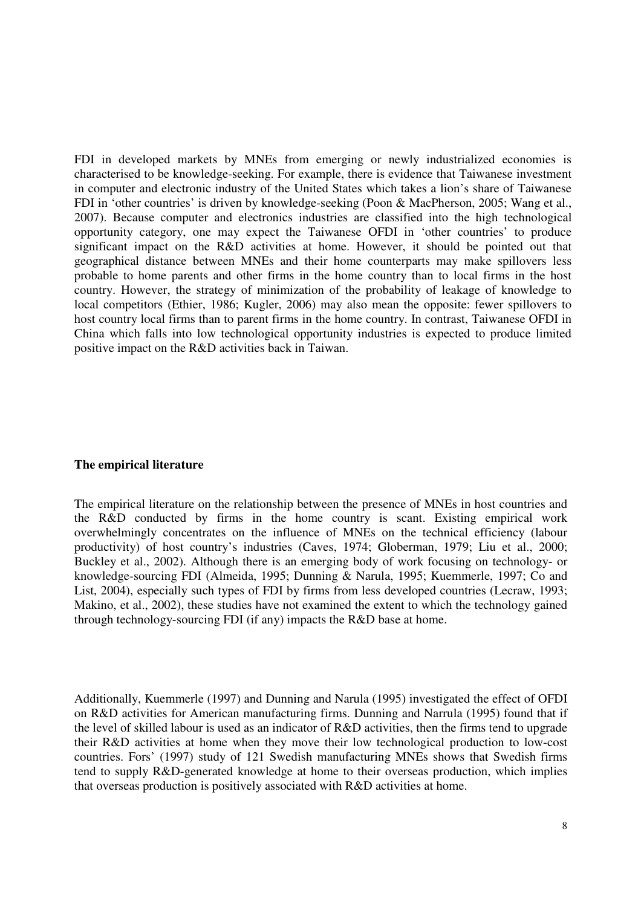FDI in developed markets by MNEs from emerging or newly industrialized economies is characterised to be knowledge-seeking. For example, there is evidence that Taiwanese investment in computer and electronic industry of the United States which takes a lion's share of Taiwanese FDI in 'other countries' is driven by knowledge-seeking (Poon & MacPherson, 2005; Wang et al., 2007). Because computer and electronics industries are classified into the high technological opportunity category, one may expect the Taiwanese OFDI in 'other countries' to produce significant impact on the R&D activities at home. However, it should be pointed out that geographical distance between MNEs and their home counterparts may make spillovers less probable to home parents and other firms in the home country than to local firms in the host country. However, the strategy of minimization of the probability of leakage of knowledge to local competitors (Ethier, 1986; Kugler, 2006) may also mean the opposite: fewer spillovers to host country local firms than to parent firms in the home country. In contrast, Taiwanese OFDI in China which falls into low technological opportunity industries is expected to produce limited positive impact on the R&D activities back in Taiwan.

**The empirical literature**

The empirical literature on the relationship between the presence of MNEs in host countries and the R&D conducted by firms in the home country is scant. Existing empirical work overwhelmingly concentrates on the influence of MNEs on the technical efficiency (labour productivity) of host country's industries (Caves, 1974; Globerman, 1979; Liu et al., 2000; Buckley et al., 2002). Although there is an emerging body of work focusing on technology- or knowledge-sourcing FDI (Almeida, 1995; Dunning & Narula, 1995; Kuemmerle, 1997; Co and List, 2004), especially such types of FDI by firms from less developed countries (Lecraw, 1993; Makino, et al., 2002), these studies have not examined the extent to which the technology gained through technology-sourcing FDI (if any) impacts the R&D base at home.

Additionally, Kuemmerle (1997) and Dunning and Narula (1995) investigated the effect of OFDI on R&D activities for American manufacturing firms. Dunning and Narrula (1995) found that if the level of skilled labour is used as an indicator of R&D activities, then the firms tend to upgrade their R&D activities at home when they move their low technological production to low-cost countries. Fors' (1997) study of 121 Swedish manufacturing MNEs shows that Swedish firms tend to supply R&D-generated knowledge at home to their overseas production, which implies that overseas production is positively associated with R&D activities at home.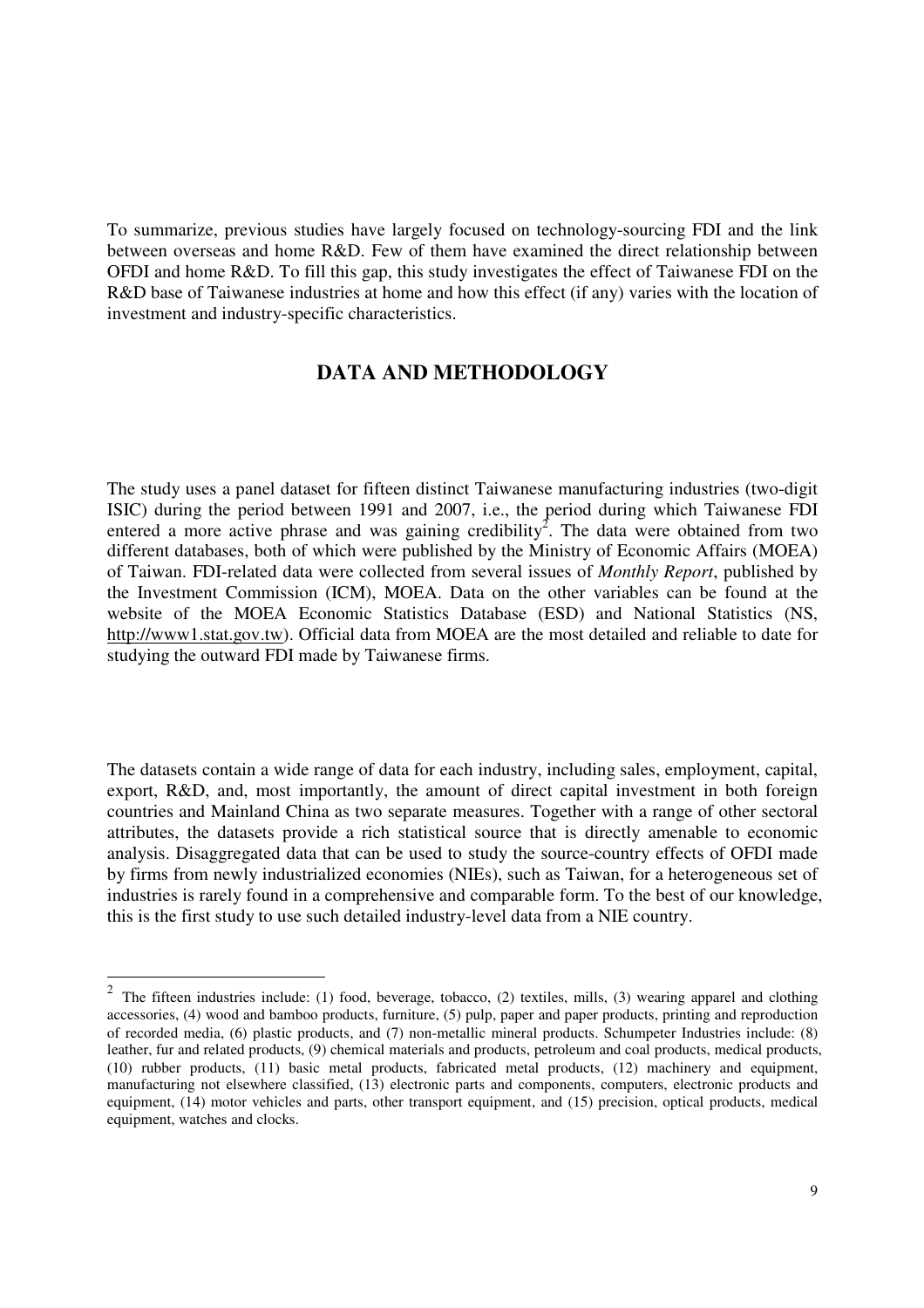To summarize, previous studies have largely focused on technology-sourcing FDI and the link between overseas and home R&D. Few of them have examined the direct relationship between OFDI and home R&D. To fill this gap, this study investigates the effect of Taiwanese FDI on the R&D base of Taiwanese industries at home and how this effect (if any) varies with the location of investment and industry-specific characteristics.

## DATA AND METHODOLOGY

The study uses a panel dataset for fifteen distinct Taiwanese manufacturing industries (two-digit ISIC) during the period between 1991 and 2007, i.e., the period during which Taiwanese FDI entered a more active phrase and was gaining credibility[2]. The data were obtained from two different databases, both of which were published by the Ministry of Economic Affairs (MOEA) of Taiwan. FDI-related data were collected from several issues of *Monthly Report*, published by the Investment Commission (ICM), MOEA. Data on the other variables can be found at the website of the MOEA Economic Statistics Database (ESD) and National Statistics (NS, http://www1.stat.gov.tw). Official data from MOEA are the most detailed and reliable to date for studying the outward FDI made by Taiwanese firms.

The datasets contain a wide range of data for each industry, including sales, employment, capital, export, R&D, and, most importantly, the amount of direct capital investment in both foreign countries and Mainland China as two separate measures. Together with a range of other sectoral attributes, the datasets provide a rich statistical source that is directly amenable to economic analysis. Disaggregated data that can be used to study the source-country effects of OFDI made by firms from newly industrialized economies (NIEs), such as Taiwan, for a heterogeneous set of industries is rarely found in a comprehensive and comparable form. To the best of our knowledge, this is the first study to use such detailed industry-level data from a NIE country.

---

[2] The fifteen industries include: (1) food, beverage, tobacco, (2) textiles, mills, (3) wearing apparel and clothing accessories, (4) wood and bamboo products, furniture, (5) pulp, paper and paper products, printing and reproduction of recorded media, (6) plastic products, and (7) non-metallic mineral products. Schumpeter Industries include: (8) leather, fur and related products, (9) chemical materials and products, petroleum and coal products, medical products, (10) rubber products, (11) basic metal products, fabricated metal products, (12) machinery and equipment, manufacturing not elsewhere classified, (13) electronic parts and components, computers, electronic products and equipment, (14) motor vehicles and parts, other transport equipment, and (15) precision, optical products, medical equipment, watches and clocks.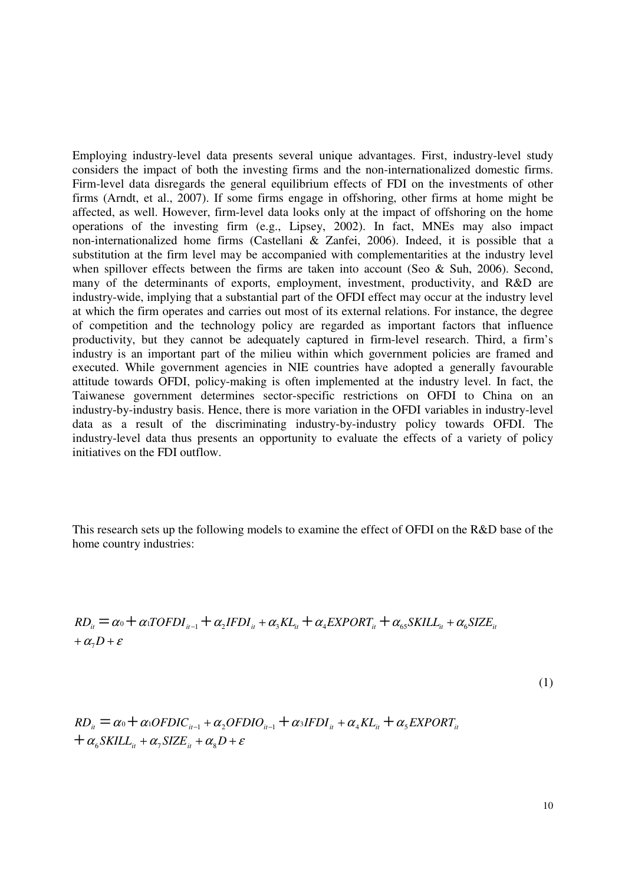Employing industry-level data presents several unique advantages. First, industry-level study considers the impact of both the investing firms and the non-internationalized domestic firms. Firm-level data disregards the general equilibrium effects of FDI on the investments of other firms (Arndt, et al., 2007). If some firms engage in offshoring, other firms at home might be affected, as well. However, firm-level data looks only at the impact of offshoring on the home operations of the investing firm (e.g., Lipsey, 2002). In fact, MNEs may also impact non-internationalized home firms (Castellani & Zanfei, 2006). Indeed, it is possible that a substitution at the firm level may be accompanied with complementarities at the industry level when spillover effects between the firms are taken into account (Seo & Suh, 2006). Second, many of the determinants of exports, employment, investment, productivity, and R&D are industry-wide, implying that a substantial part of the OFDI effect may occur at the industry level at which the firm operates and carries out most of its external relations. For instance, the degree of competition and the technology policy are regarded as important factors that influence productivity, but they cannot be adequately captured in firm-level research. Third, a firm's industry is an important part of the milieu within which government policies are framed and executed. While government agencies in NIE countries have adopted a generally favourable attitude towards OFDI, policy-making is often implemented at the industry level. In fact, the Taiwanese government determines sector-specific restrictions on OFDI to China on an industry-by-industry basis. Hence, there is more variation in the OFDI variables in industry-level data as a result of the discriminating industry-by-industry policy towards OFDI. The industry-level data thus presents an opportunity to evaluate the effects of a variety of policy initiatives on the FDI outflow.

This research sets up the following models to examine the effect of OFDI on the R&D base of the home country industries:

$$RD_{it} = \alpha_0 + \alpha_1 TOFDI_{it-1} + \alpha_2 IFDI_{it} + \alpha_3 KL_{it} + \alpha_4 EXPORT_{it} + \alpha_{65} SKILL_{it} + \alpha_6 SIZE_{it} + \alpha_7 D + \varepsilon \tag{1}$$

$$RD_{it} = \alpha_0 + \alpha_1 OFDIC_{it-1} + \alpha_2 OFDIO_{it-1} + \alpha_3 IFDI_{it} + \alpha_4 KL_{it} + \alpha_5 EXPORT_{it} + \alpha_6 SKILL_{it} + \alpha_7 SIZE_{it} + \alpha_8 D + \varepsilon$$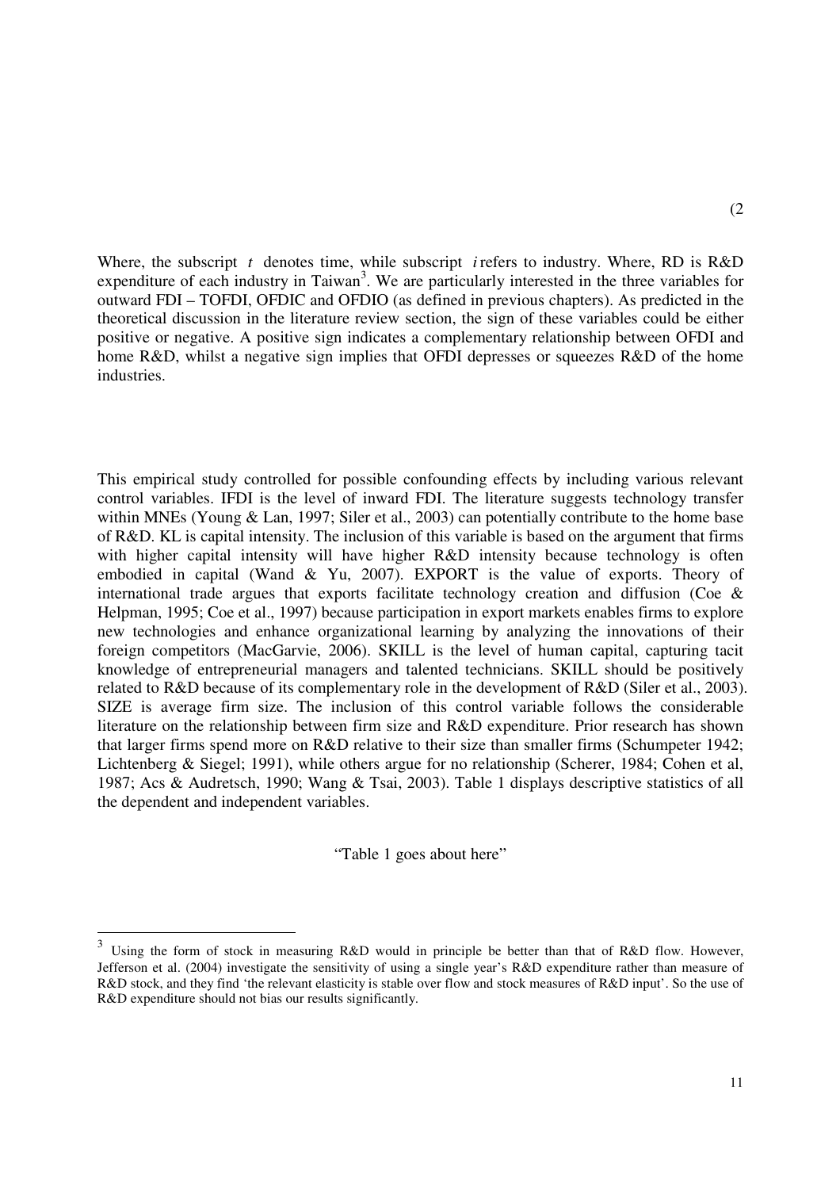(2

Where, the subscript $t$ denotes time, while subscript $i$ refers to industry. Where, RD is R&D expenditure of each industry in Taiwan[3]. We are particularly interested in the three variables for outward FDI – TOFDI, OFDIC and OFDIO (as defined in previous chapters). As predicted in the theoretical discussion in the literature review section, the sign of these variables could be either positive or negative. A positive sign indicates a complementary relationship between OFDI and home R&D, whilst a negative sign implies that OFDI depresses or squeezes R&D of the home industries.

This empirical study controlled for possible confounding effects by including various relevant control variables. IFDI is the level of inward FDI. The literature suggests technology transfer within MNEs (Young & Lan, 1997; Siler et al., 2003) can potentially contribute to the home base of R&D. KL is capital intensity. The inclusion of this variable is based on the argument that firms with higher capital intensity will have higher R&D intensity because technology is often embodied in capital (Wand & Yu, 2007). EXPORT is the value of exports. Theory of international trade argues that exports facilitate technology creation and diffusion (Coe & Helpman, 1995; Coe et al., 1997) because participation in export markets enables firms to explore new technologies and enhance organizational learning by analyzing the innovations of their foreign competitors (MacGarvie, 2006). SKILL is the level of human capital, capturing tacit knowledge of entrepreneurial managers and talented technicians. SKILL should be positively related to R&D because of its complementary role in the development of R&D (Siler et al., 2003). SIZE is average firm size. The inclusion of this control variable follows the considerable literature on the relationship between firm size and R&D expenditure. Prior research has shown that larger firms spend more on R&D relative to their size than smaller firms (Schumpeter 1942; Lichtenberg & Siegel; 1991), while others argue for no relationship (Scherer, 1984; Cohen et al, 1987; Acs & Audretsch, 1990; Wang & Tsai, 2003). Table 1 displays descriptive statistics of all the dependent and independent variables.

"Table 1 goes about here"

[3] Using the form of stock in measuring R&D would in principle be better than that of R&D flow. However, Jefferson et al. (2004) investigate the sensitivity of using a single year's R&D expenditure rather than measure of R&D stock, and they find 'the relevant elasticity is stable over flow and stock measures of R&D input'. So the use of R&D expenditure should not bias our results significantly.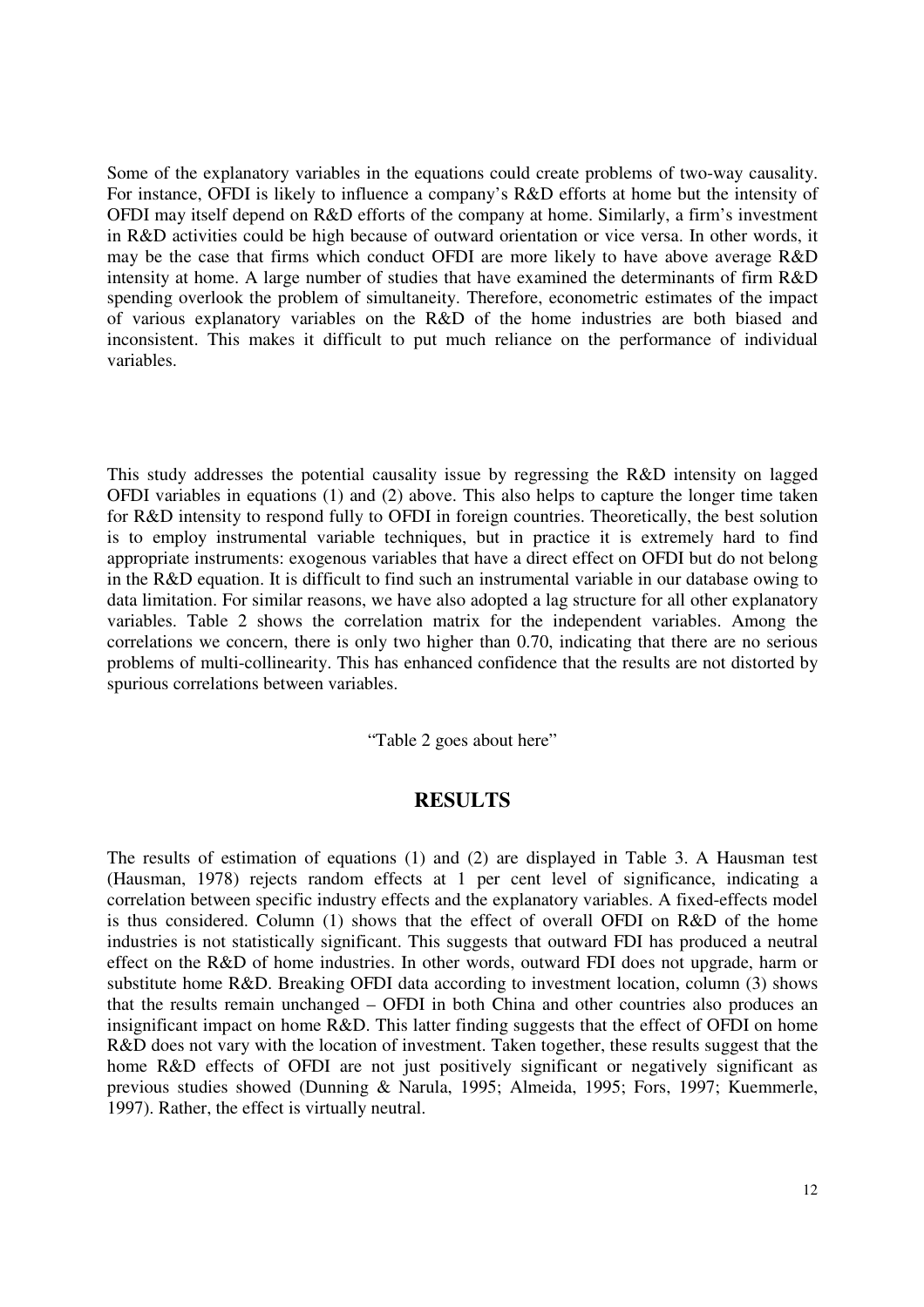Some of the explanatory variables in the equations could create problems of two-way causality. For instance, OFDI is likely to influence a company's R&D efforts at home but the intensity of OFDI may itself depend on R&D efforts of the company at home. Similarly, a firm's investment in R&D activities could be high because of outward orientation or vice versa. In other words, it may be the case that firms which conduct OFDI are more likely to have above average R&D intensity at home. A large number of studies that have examined the determinants of firm R&D spending overlook the problem of simultaneity. Therefore, econometric estimates of the impact of various explanatory variables on the R&D of the home industries are both biased and inconsistent. This makes it difficult to put much reliance on the performance of individual variables.

This study addresses the potential causality issue by regressing the R&D intensity on lagged OFDI variables in equations (1) and (2) above. This also helps to capture the longer time taken for R&D intensity to respond fully to OFDI in foreign countries. Theoretically, the best solution is to employ instrumental variable techniques, but in practice it is extremely hard to find appropriate instruments: exogenous variables that have a direct effect on OFDI but do not belong in the R&D equation. It is difficult to find such an instrumental variable in our database owing to data limitation. For similar reasons, we have also adopted a lag structure for all other explanatory variables. Table 2 shows the correlation matrix for the independent variables. Among the correlations we concern, there is only two higher than 0.70, indicating that there are no serious problems of multi-collinearity. This has enhanced confidence that the results are not distorted by spurious correlations between variables.

"Table 2 goes about here"

## RESULTS

The results of estimation of equations (1) and (2) are displayed in Table 3. A Hausman test (Hausman, 1978) rejects random effects at 1 per cent level of significance, indicating a correlation between specific industry effects and the explanatory variables. A fixed-effects model is thus considered. Column (1) shows that the effect of overall OFDI on R&D of the home industries is not statistically significant. This suggests that outward FDI has produced a neutral effect on the R&D of home industries. In other words, outward FDI does not upgrade, harm or substitute home R&D. Breaking OFDI data according to investment location, column (3) shows that the results remain unchanged – OFDI in both China and other countries also produces an insignificant impact on home R&D. This latter finding suggests that the effect of OFDI on home R&D does not vary with the location of investment. Taken together, these results suggest that the home R&D effects of OFDI are not just positively significant or negatively significant as previous studies showed (Dunning & Narula, 1995; Almeida, 1995; Fors, 1997; Kuemmerle, 1997). Rather, the effect is virtually neutral.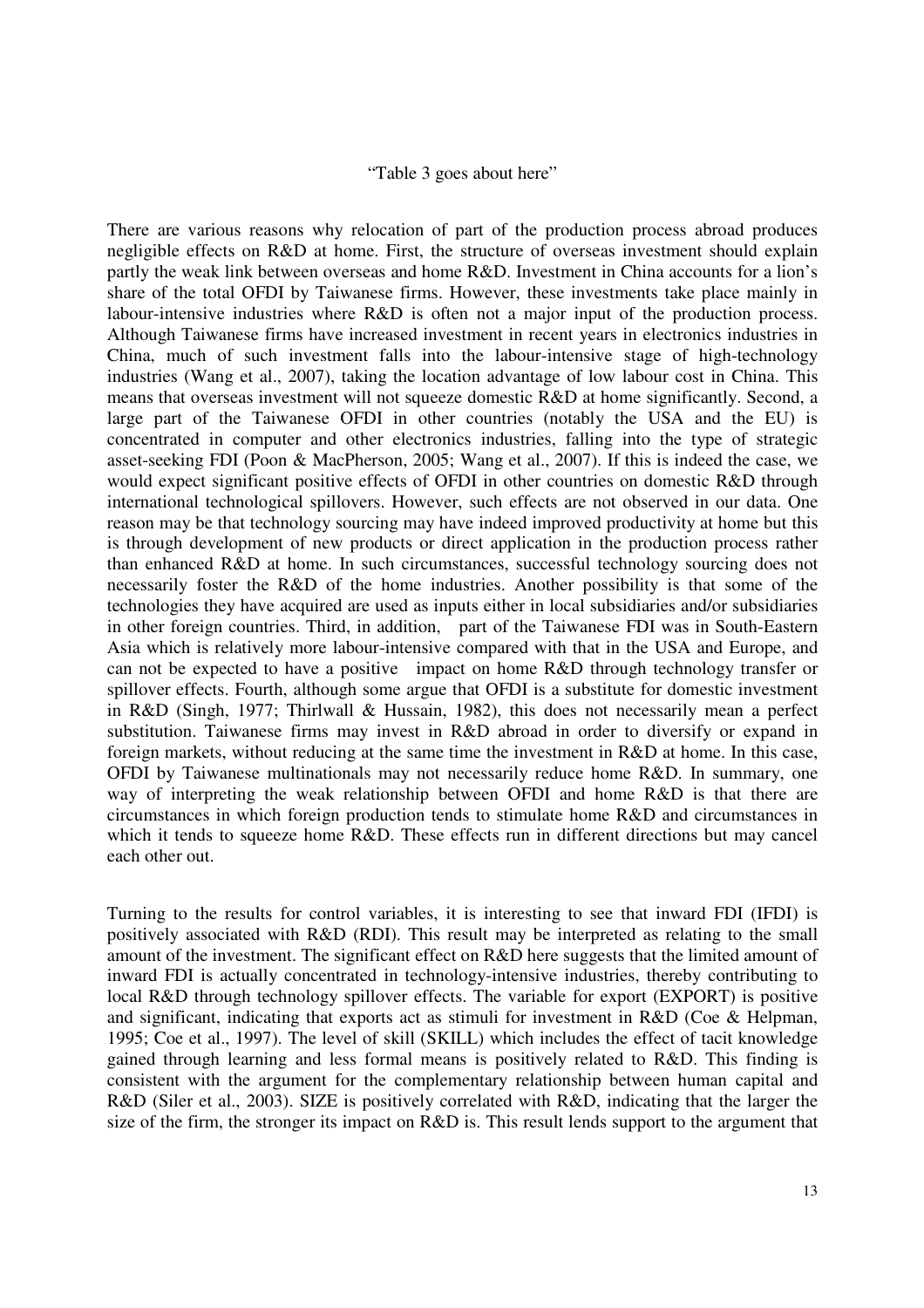"Table 3 goes about here"

There are various reasons why relocation of part of the production process abroad produces negligible effects on R&D at home. First, the structure of overseas investment should explain partly the weak link between overseas and home R&D. Investment in China accounts for a lion's share of the total OFDI by Taiwanese firms. However, these investments take place mainly in labour-intensive industries where R&D is often not a major input of the production process. Although Taiwanese firms have increased investment in recent years in electronics industries in China, much of such investment falls into the labour-intensive stage of high-technology industries (Wang et al., 2007), taking the location advantage of low labour cost in China. This means that overseas investment will not squeeze domestic R&D at home significantly. Second, a large part of the Taiwanese OFDI in other countries (notably the USA and the EU) is concentrated in computer and other electronics industries, falling into the type of strategic asset-seeking FDI (Poon & MacPherson, 2005; Wang et al., 2007). If this is indeed the case, we would expect significant positive effects of OFDI in other countries on domestic R&D through international technological spillovers. However, such effects are not observed in our data. One reason may be that technology sourcing may have indeed improved productivity at home but this is through development of new products or direct application in the production process rather than enhanced R&D at home. In such circumstances, successful technology sourcing does not necessarily foster the R&D of the home industries. Another possibility is that some of the technologies they have acquired are used as inputs either in local subsidiaries and/or subsidiaries in other foreign countries. Third, in addition, part of the Taiwanese FDI was in South-Eastern Asia which is relatively more labour-intensive compared with that in the USA and Europe, and can not be expected to have a positive impact on home R&D through technology transfer or spillover effects. Fourth, although some argue that OFDI is a substitute for domestic investment in R&D (Singh, 1977; Thirlwall & Hussain, 1982), this does not necessarily mean a perfect substitution. Taiwanese firms may invest in R&D abroad in order to diversify or expand in foreign markets, without reducing at the same time the investment in R&D at home. In this case, OFDI by Taiwanese multinationals may not necessarily reduce home R&D. In summary, one way of interpreting the weak relationship between OFDI and home R&D is that there are circumstances in which foreign production tends to stimulate home R&D and circumstances in which it tends to squeeze home R&D. These effects run in different directions but may cancel each other out.

Turning to the results for control variables, it is interesting to see that inward FDI (IFDI) is positively associated with R&D (RDI). This result may be interpreted as relating to the small amount of the investment. The significant effect on R&D here suggests that the limited amount of inward FDI is actually concentrated in technology-intensive industries, thereby contributing to local R&D through technology spillover effects. The variable for export (EXPORT) is positive and significant, indicating that exports act as stimuli for investment in R&D (Coe & Helpman, 1995; Coe et al., 1997). The level of skill (SKILL) which includes the effect of tacit knowledge gained through learning and less formal means is positively related to R&D. This finding is consistent with the argument for the complementary relationship between human capital and R&D (Siler et al., 2003). SIZE is positively correlated with R&D, indicating that the larger the size of the firm, the stronger its impact on R&D is. This result lends support to the argument that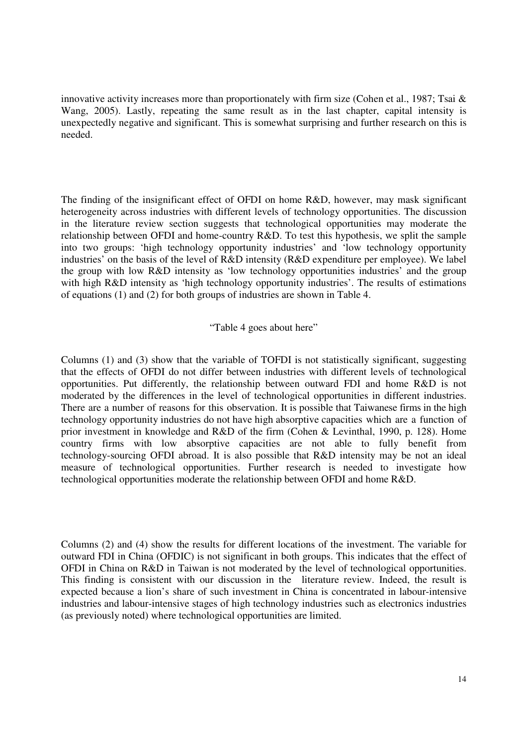innovative activity increases more than proportionately with firm size (Cohen et al., 1987; Tsai & Wang, 2005). Lastly, repeating the same result as in the last chapter, capital intensity is unexpectedly negative and significant. This is somewhat surprising and further research on this is needed.

The finding of the insignificant effect of OFDI on home R&D, however, may mask significant heterogeneity across industries with different levels of technology opportunities. The discussion in the literature review section suggests that technological opportunities may moderate the relationship between OFDI and home-country R&D. To test this hypothesis, we split the sample into two groups: 'high technology opportunity industries' and 'low technology opportunity industries' on the basis of the level of R&D intensity (R&D expenditure per employee). We label the group with low R&D intensity as 'low technology opportunities industries' and the group with high R&D intensity as 'high technology opportunity industries'. The results of estimations of equations (1) and (2) for both groups of industries are shown in Table 4.

"Table 4 goes about here"

Columns (1) and (3) show that the variable of TOFDI is not statistically significant, suggesting that the effects of OFDI do not differ between industries with different levels of technological opportunities. Put differently, the relationship between outward FDI and home R&D is not moderated by the differences in the level of technological opportunities in different industries. There are a number of reasons for this observation. It is possible that Taiwanese firms in the high technology opportunity industries do not have high absorptive capacities which are a function of prior investment in knowledge and R&D of the firm (Cohen & Levinthal, 1990, p. 128). Home country firms with low absorptive capacities are not able to fully benefit from technology-sourcing OFDI abroad. It is also possible that R&D intensity may be not an ideal measure of technological opportunities. Further research is needed to investigate how technological opportunities moderate the relationship between OFDI and home R&D.

Columns (2) and (4) show the results for different locations of the investment. The variable for outward FDI in China (OFDIC) is not significant in both groups. This indicates that the effect of OFDI in China on R&D in Taiwan is not moderated by the level of technological opportunities. This finding is consistent with our discussion in the literature review. Indeed, the result is expected because a lion's share of such investment in China is concentrated in labour-intensive industries and labour-intensive stages of high technology industries such as electronics industries (as previously noted) where technological opportunities are limited.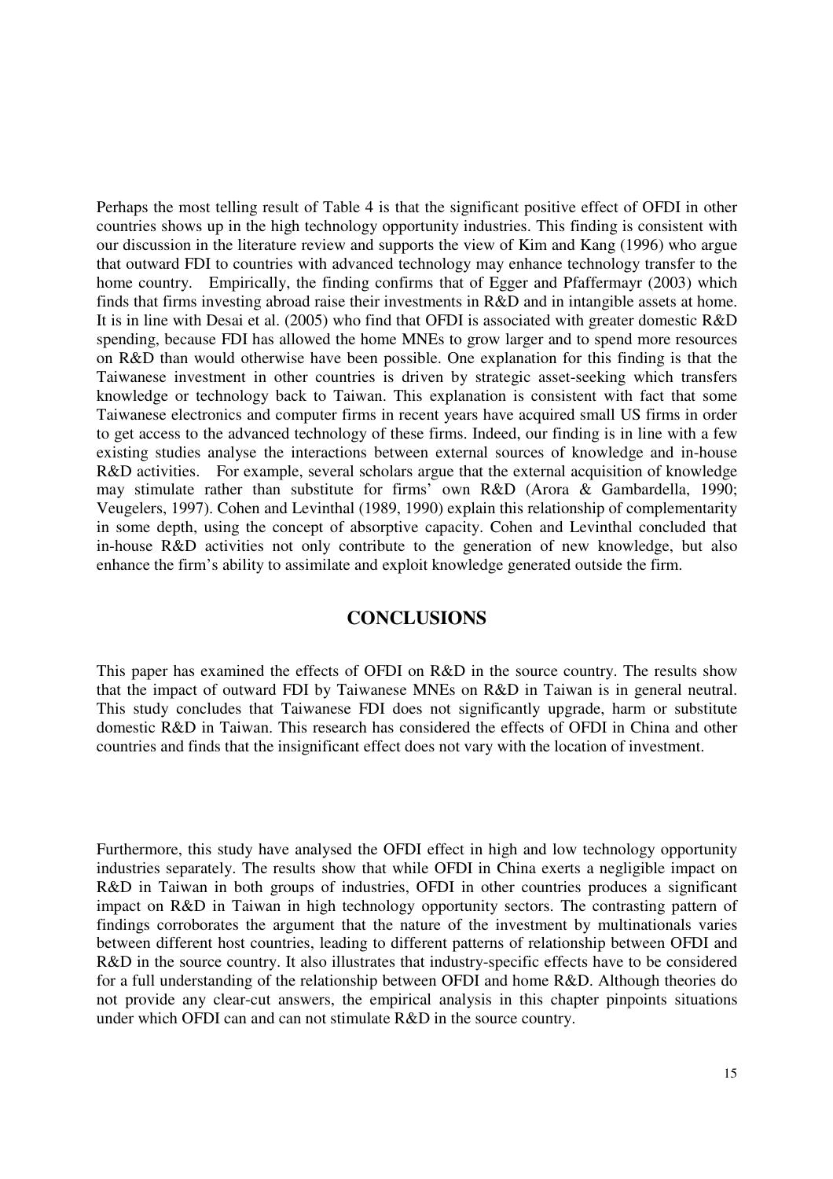Perhaps the most telling result of Table 4 is that the significant positive effect of OFDI in other countries shows up in the high technology opportunity industries. This finding is consistent with our discussion in the literature review and supports the view of Kim and Kang (1996) who argue that outward FDI to countries with advanced technology may enhance technology transfer to the home country. Empirically, the finding confirms that of Egger and Pfaffermayr (2003) which finds that firms investing abroad raise their investments in R&D and in intangible assets at home. It is in line with Desai et al. (2005) who find that OFDI is associated with greater domestic R&D spending, because FDI has allowed the home MNEs to grow larger and to spend more resources on R&D than would otherwise have been possible. One explanation for this finding is that the Taiwanese investment in other countries is driven by strategic asset-seeking which transfers knowledge or technology back to Taiwan. This explanation is consistent with fact that some Taiwanese electronics and computer firms in recent years have acquired small US firms in order to get access to the advanced technology of these firms. Indeed, our finding is in line with a few existing studies analyse the interactions between external sources of knowledge and in-house R&D activities. For example, several scholars argue that the external acquisition of knowledge may stimulate rather than substitute for firms' own R&D (Arora & Gambardella, 1990; Veugelers, 1997). Cohen and Levinthal (1989, 1990) explain this relationship of complementarity in some depth, using the concept of absorptive capacity. Cohen and Levinthal concluded that in-house R&D activities not only contribute to the generation of new knowledge, but also enhance the firm's ability to assimilate and exploit knowledge generated outside the firm.

## CONCLUSIONS

This paper has examined the effects of OFDI on R&D in the source country. The results show that the impact of outward FDI by Taiwanese MNEs on R&D in Taiwan is in general neutral. This study concludes that Taiwanese FDI does not significantly upgrade, harm or substitute domestic R&D in Taiwan. This research has considered the effects of OFDI in China and other countries and finds that the insignificant effect does not vary with the location of investment.

Furthermore, this study have analysed the OFDI effect in high and low technology opportunity industries separately. The results show that while OFDI in China exerts a negligible impact on R&D in Taiwan in both groups of industries, OFDI in other countries produces a significant impact on R&D in Taiwan in high technology opportunity sectors. The contrasting pattern of findings corroborates the argument that the nature of the investment by multinationals varies between different host countries, leading to different patterns of relationship between OFDI and R&D in the source country. It also illustrates that industry-specific effects have to be considered for a full understanding of the relationship between OFDI and home R&D. Although theories do not provide any clear-cut answers, the empirical analysis in this chapter pinpoints situations under which OFDI can and can not stimulate R&D in the source country.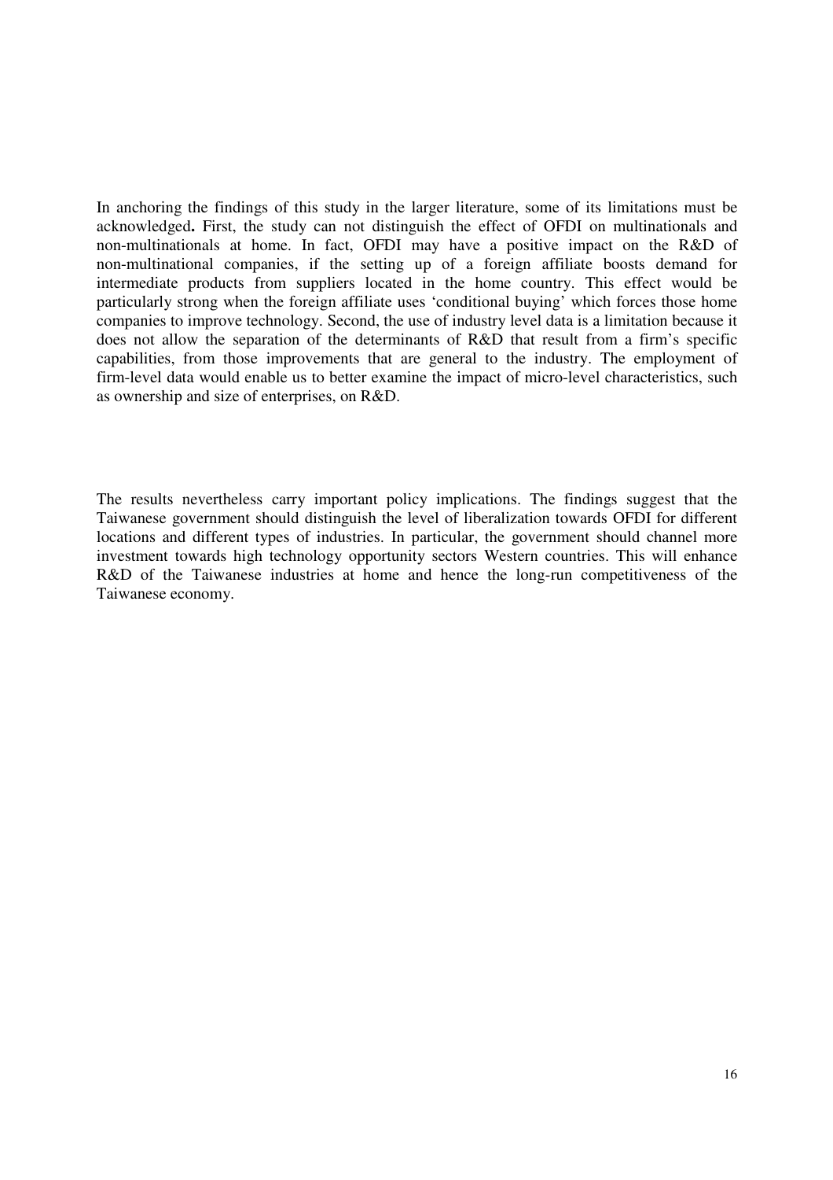In anchoring the findings of this study in the larger literature, some of its limitations must be acknowledged**.** First, the study can not distinguish the effect of OFDI on multinationals and non-multinationals at home. In fact, OFDI may have a positive impact on the R&D of non-multinational companies, if the setting up of a foreign affiliate boosts demand for intermediate products from suppliers located in the home country. This effect would be particularly strong when the foreign affiliate uses 'conditional buying' which forces those home companies to improve technology. Second, the use of industry level data is a limitation because it does not allow the separation of the determinants of R&D that result from a firm's specific capabilities, from those improvements that are general to the industry. The employment of firm-level data would enable us to better examine the impact of micro-level characteristics, such as ownership and size of enterprises, on R&D.

The results nevertheless carry important policy implications. The findings suggest that the Taiwanese government should distinguish the level of liberalization towards OFDI for different locations and different types of industries. In particular, the government should channel more investment towards high technology opportunity sectors Western countries. This will enhance R&D of the Taiwanese industries at home and hence the long-run competitiveness of the Taiwanese economy.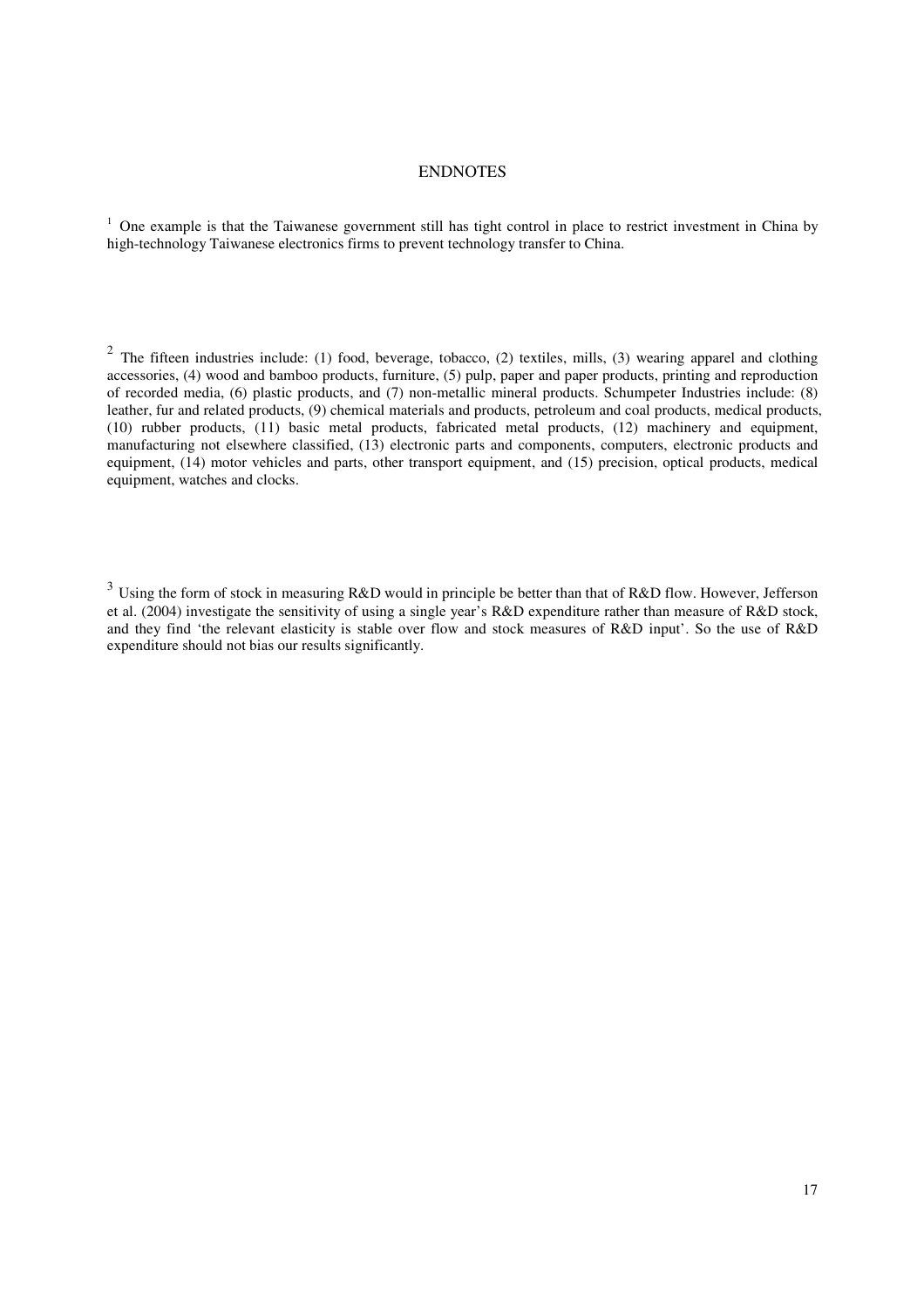# ENDNOTES

[1] One example is that the Taiwanese government still has tight control in place to restrict investment in China by high-technology Taiwanese electronics firms to prevent technology transfer to China.

[2] The fifteen industries include: (1) food, beverage, tobacco, (2) textiles, mills, (3) wearing apparel and clothing accessories, (4) wood and bamboo products, furniture, (5) pulp, paper and paper products, printing and reproduction of recorded media, (6) plastic products, and (7) non-metallic mineral products. Schumpeter Industries include: (8) leather, fur and related products, (9) chemical materials and products, petroleum and coal products, medical products, (10) rubber products, (11) basic metal products, fabricated metal products, (12) machinery and equipment, manufacturing not elsewhere classified, (13) electronic parts and components, computers, electronic products and equipment, (14) motor vehicles and parts, other transport equipment, and (15) precision, optical products, medical equipment, watches and clocks.

[3] Using the form of stock in measuring R&D would in principle be better than that of R&D flow. However, Jefferson et al. (2004) investigate the sensitivity of using a single year's R&D expenditure rather than measure of R&D stock, and they find 'the relevant elasticity is stable over flow and stock measures of R&D input'. So the use of R&D expenditure should not bias our results significantly.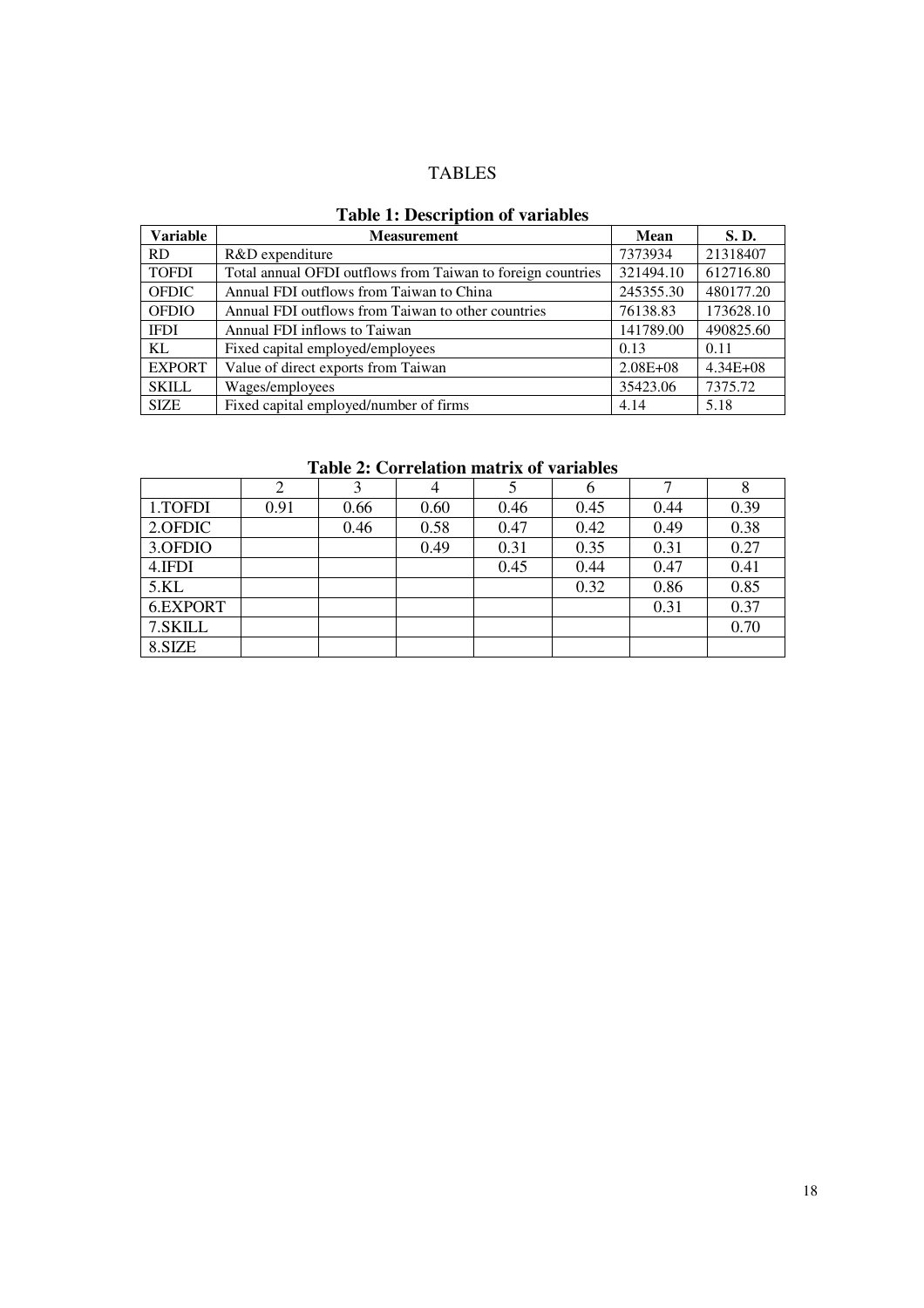# TABLES

**Table 1: Description of variables**

| Variable | Measurement | Mean | S. D. |
|---|---|---|---|
| RD | R&D expenditure | 7373934 | 21318407 |
| TOFDI | Total annual OFDI outflows from Taiwan to foreign countries | 321494.10 | 612716.80 |
| OFDIC | Annual FDI outflows from Taiwan to China | 245355.30 | 480177.20 |
| OFDIO | Annual FDI outflows from Taiwan to other countries | 76138.83 | 173628.10 |
| IFDI | Annual FDI inflows to Taiwan | 141789.00 | 490825.60 |
| KL | Fixed capital employed/employees | 0.13 | 0.11 |
| EXPORT | Value of direct exports from Taiwan | 2.08E+08 | 4.34E+08 |
| SKILL | Wages/employees | 35423.06 | 7375.72 |
| SIZE | Fixed capital employed/number of firms | 4.14 | 5.18 |

**Table 2: Correlation matrix of variables**

| | 2 | 3 | 4 | 5 | 6 | 7 | 8 |
|---|---|---|---|---|---|---|---|
| 1.TOFDI | 0.91 | 0.66 | 0.60 | 0.46 | 0.45 | 0.44 | 0.39 |
| 2.OFDIC | | 0.46 | 0.58 | 0.47 | 0.42 | 0.49 | 0.38 |
| 3.OFDIO | | | 0.49 | 0.31 | 0.35 | 0.31 | 0.27 |
| 4.IFDI | | | | 0.45 | 0.44 | 0.47 | 0.41 |
| 5.KL | | | | | 0.32 | 0.86 | 0.85 |
| 6.EXPORT | | | | | | 0.31 | 0.37 |
| 7.SKILL | | | | | | | 0.70 |
| 8.SIZE | | | | | | | |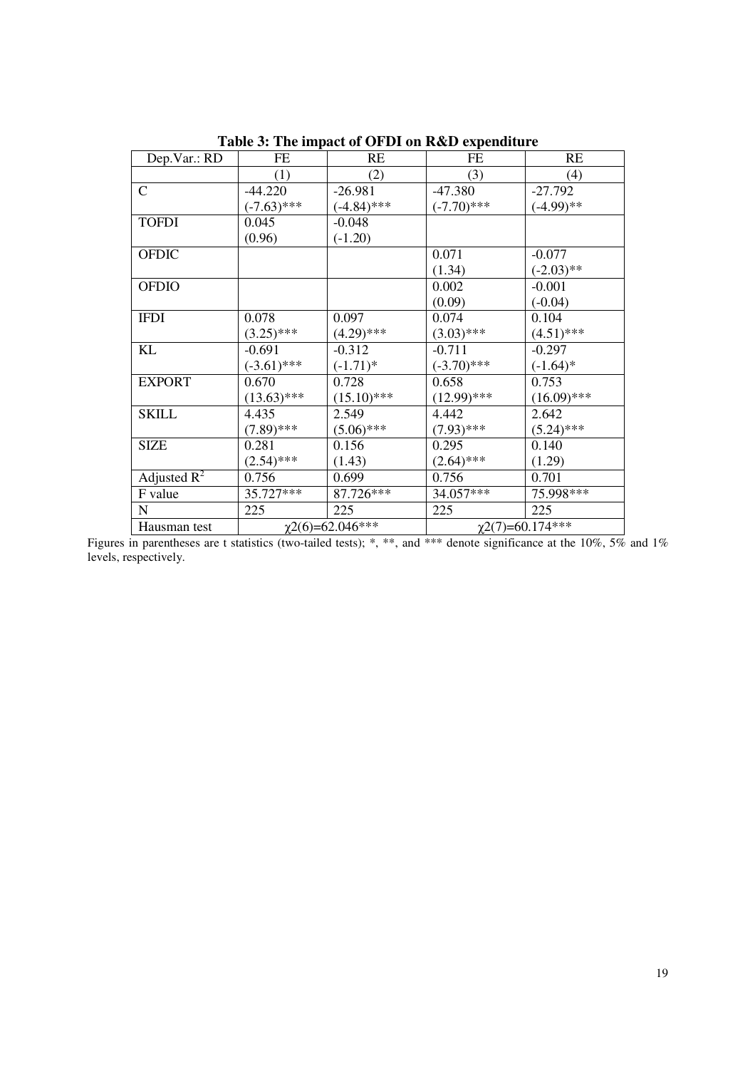**Table 3: The impact of OFDI on R&D expenditure**

| Dep.Var.: RD | FE | RE | FE | RE |
|---|---|---|---|---|
| | (1) | (2) | (3) | (4) |
| C | -44.220<br>(-7.63)*** | -26.981<br>(-4.84)*** | -47.380<br>(-7.70)*** | -27.792<br>(-4.99)** |
| TOFDI | 0.045<br>(0.96) | -0.048<br>(-1.20) | | |
| OFDIC | | | 0.071<br>(1.34) | -0.077<br>(-2.03)** |
| OFDIO | | | 0.002<br>(0.09) | -0.001<br>(-0.04) |
| IFDI | 0.078<br>(3.25)*** | 0.097<br>(4.29)*** | 0.074<br>(3.03)*** | 0.104<br>(4.51)*** |
| KL | -0.691<br>(-3.61)*** | -0.312<br>(-1.71)* | -0.711<br>(-3.70)*** | -0.297<br>(-1.64)* |
| EXPORT | 0.670<br>(13.63)*** | 0.728<br>(15.10)*** | 0.658<br>(12.99)*** | 0.753<br>(16.09)*** |
| SKILL | 4.435<br>(7.89)*** | 2.549<br>(5.06)*** | 4.442<br>(7.93)*** | 2.642<br>(5.24)*** |
| SIZE | 0.281<br>(2.54)*** | 0.156<br>(1.43) | 0.295<br>(2.64)*** | 0.140<br>(1.29) |
| Adjusted $R^2$ | 0.756 | 0.699 | 0.756 | 0.701 |
| F value | 35.727*** | 87.726*** | 34.057*** | 75.998*** |
| N | 225 | 225 | 225 | 225 |
| Hausman test | $\chi2(6)$=62.046*** | | $\chi2(7)$=60.174*** | |

Figures in parentheses are t statistics (two-tailed tests); *, **, and *** denote significance at the 10%, 5% and 1% levels, respectively.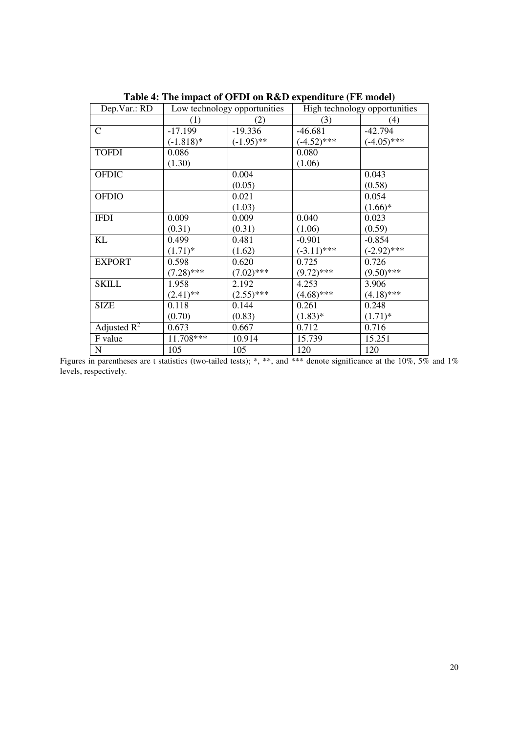**Table 4: The impact of OFDI on R&D expenditure (FE model)**

| Dep.Var.: RD | Low technology opportunities | | High technology opportunities | |
|---|---|---|---|---|
| | (1) | (2) | (3) | (4) |
| C | -17.199<br>(-1.818)* | -19.336<br>(-1.95)** | -46.681<br>(-4.52)*** | -42.794<br>(-4.05)*** |
| TOFDI | 0.086<br>(1.30) | | 0.080<br>(1.06) | |
| OFDIC | | 0.004<br>(0.05) | | 0.043<br>(0.58) |
| OFDIO | | 0.021<br>(1.03) | | 0.054<br>(1.66)* |
| IFDI | 0.009<br>(0.31) | 0.009<br>(0.31) | 0.040<br>(1.06) | 0.023<br>(0.59) |
| KL | 0.499<br>(1.71)* | 0.481<br>(1.62) | -0.901<br>(-3.11)*** | -0.854<br>(-2.92)*** |
| EXPORT | 0.598<br>(7.28)*** | 0.620<br>(7.02)*** | 0.725<br>(9.72)*** | 0.726<br>(9.50)*** |
| SKILL | 1.958<br>(2.41)** | 2.192<br>(2.55)*** | 4.253<br>(4.68)*** | 3.906<br>(4.18)*** |
| SIZE | 0.118<br>(0.70) | 0.144<br>(0.83) | 0.261<br>(1.83)* | 0.248<br>(1.71)* |
| Adjusted $R^2$ | 0.673 | 0.667 | 0.712 | 0.716 |
| F value | 11.708*** | 10.914 | 15.739 | 15.251 |
| N | 105 | 105 | 120 | 120 |

Figures in parentheses are t statistics (two-tailed tests); *, **, and *** denote significance at the 10%, 5% and 1% levels, respectively.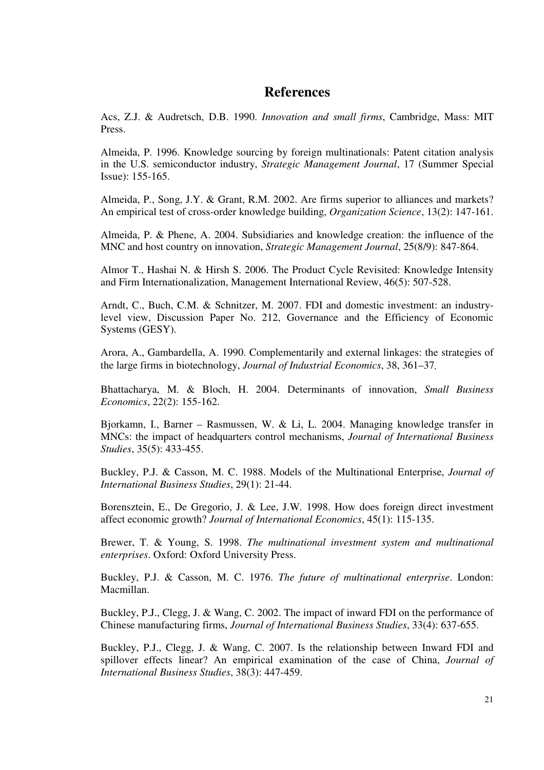# References

Acs, Z.J. & Audretsch, D.B. 1990. *Innovation and small firms*, Cambridge, Mass: MIT Press.

Almeida, P. 1996. Knowledge sourcing by foreign multinationals: Patent citation analysis in the U.S. semiconductor industry, *Strategic Management Journal*, 17 (Summer Special Issue): 155-165.

Almeida, P., Song, J.Y. & Grant, R.M. 2002. Are firms superior to alliances and markets? An empirical test of cross-order knowledge building, *Organization Science*, 13(2): 147-161.

Almeida, P. & Phene, A. 2004. Subsidiaries and knowledge creation: the influence of the MNC and host country on innovation, *Strategic Management Journal*, 25(8/9): 847-864.

Almor T., Hashai N. & Hirsh S. 2006. The Product Cycle Revisited: Knowledge Intensity and Firm Internationalization, Management International Review, 46(5): 507-528.

Arndt, C., Buch, C.M. & Schnitzer, M. 2007. FDI and domestic investment: an industry-level view, Discussion Paper No. 212, Governance and the Efficiency of Economic Systems (GESY).

Arora, A., Gambardella, A. 1990. Complementarily and external linkages: the strategies of the large firms in biotechnology, *Journal of Industrial Economics*, 38, 361–37.

Bhattacharya, M. & Bloch, H. 2004. Determinants of innovation, *Small Business Economics*, 22(2): 155-162.

Bjorkamn, I., Barner – Rasmussen, W. & Li, L. 2004. Managing knowledge transfer in MNCs: the impact of headquarters control mechanisms, *Journal of International Business Studies*, 35(5): 433-455.

Buckley, P.J. & Casson, M. C. 1988. Models of the Multinational Enterprise, *Journal of International Business Studies*, 29(1): 21-44.

Borensztein, E., De Gregorio, J. & Lee, J.W. 1998. How does foreign direct investment affect economic growth? *Journal of International Economics*, 45(1): 115-135.

Brewer, T. & Young, S. 1998. *The multinational investment system and multinational enterprises*. Oxford: Oxford University Press.

Buckley, P.J. & Casson, M. C. 1976. *The future of multinational enterprise*. London: Macmillan.

Buckley, P.J., Clegg, J. & Wang, C. 2002. The impact of inward FDI on the performance of Chinese manufacturing firms, *Journal of International Business Studies*, 33(4): 637-655.

Buckley, P.J., Clegg, J. & Wang, C. 2007. Is the relationship between Inward FDI and spillover effects linear? An empirical examination of the case of China, *Journal of International Business Studies*, 38(3): 447-459.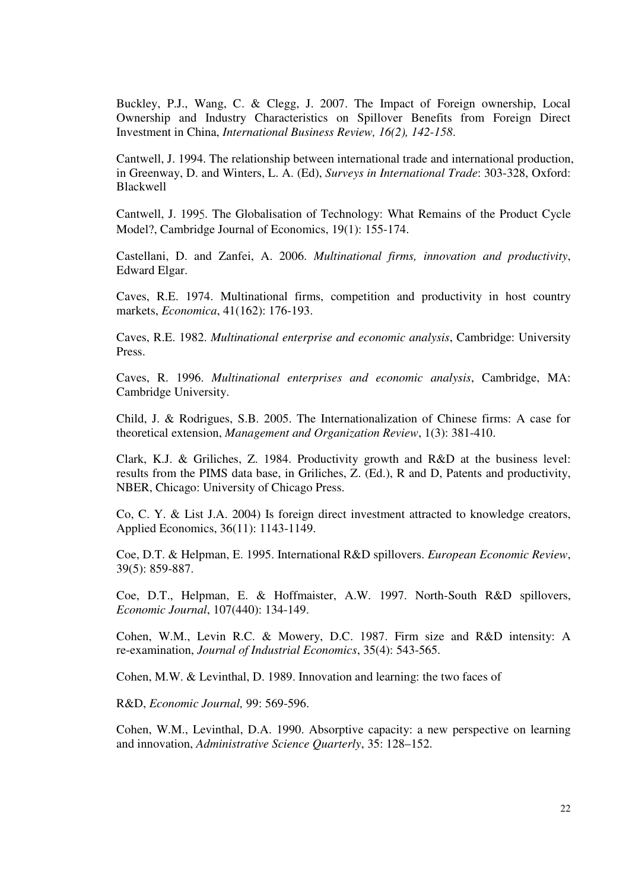Buckley, P.J., Wang, C. & Clegg, J. 2007. The Impact of Foreign ownership, Local Ownership and Industry Characteristics on Spillover Benefits from Foreign Direct Investment in China, *International Business Review, 16(2), 142-158*.

Cantwell, J. 1994. The relationship between international trade and international production, in Greenway, D. and Winters, L. A. (Ed), *Surveys in International Trade*: 303-328, Oxford: Blackwell

Cantwell, J. 1995. The Globalisation of Technology: What Remains of the Product Cycle Model?, Cambridge Journal of Economics, 19(1): 155-174.

Castellani, D. and Zanfei, A. 2006. *Multinational firms, innovation and productivity*, Edward Elgar.

Caves, R.E. 1974. Multinational firms, competition and productivity in host country markets, *Economica*, 41(162): 176-193.

Caves, R.E. 1982. *Multinational enterprise and economic analysis*, Cambridge: University Press.

Caves, R. 1996. *Multinational enterprises and economic analysis*, Cambridge, MA: Cambridge University.

Child, J. & Rodrigues, S.B. 2005. The Internationalization of Chinese firms: A case for theoretical extension, *Management and Organization Review*, 1(3): 381-410.

Clark, K.J. & Griliches, Z. 1984. Productivity growth and R&D at the business level: results from the PIMS data base, in Griliches, Z. (Ed.), R and D, Patents and productivity, NBER, Chicago: University of Chicago Press.

Co, C. Y. & List J.A. 2004) Is foreign direct investment attracted to knowledge creators, Applied Economics, 36(11): 1143-1149.

Coe, D.T. & Helpman, E. 1995. International R&D spillovers. *European Economic Review*, 39(5): 859-887.

Coe, D.T., Helpman, E. & Hoffmaister, A.W. 1997. North-South R&D spillovers, *Economic Journal*, 107(440): 134-149.

Cohen, W.M., Levin R.C. & Mowery, D.C. 1987. Firm size and R&D intensity: A re-examination, *Journal of Industrial Economics*, 35(4): 543-565.

Cohen, M.W. & Levinthal, D. 1989. Innovation and learning: the two faces of

R&D, *Economic Journal,* 99: 569-596.

Cohen, W.M., Levinthal, D.A. 1990. Absorptive capacity: a new perspective on learning and innovation, *Administrative Science Quarterly*, 35: 128–152.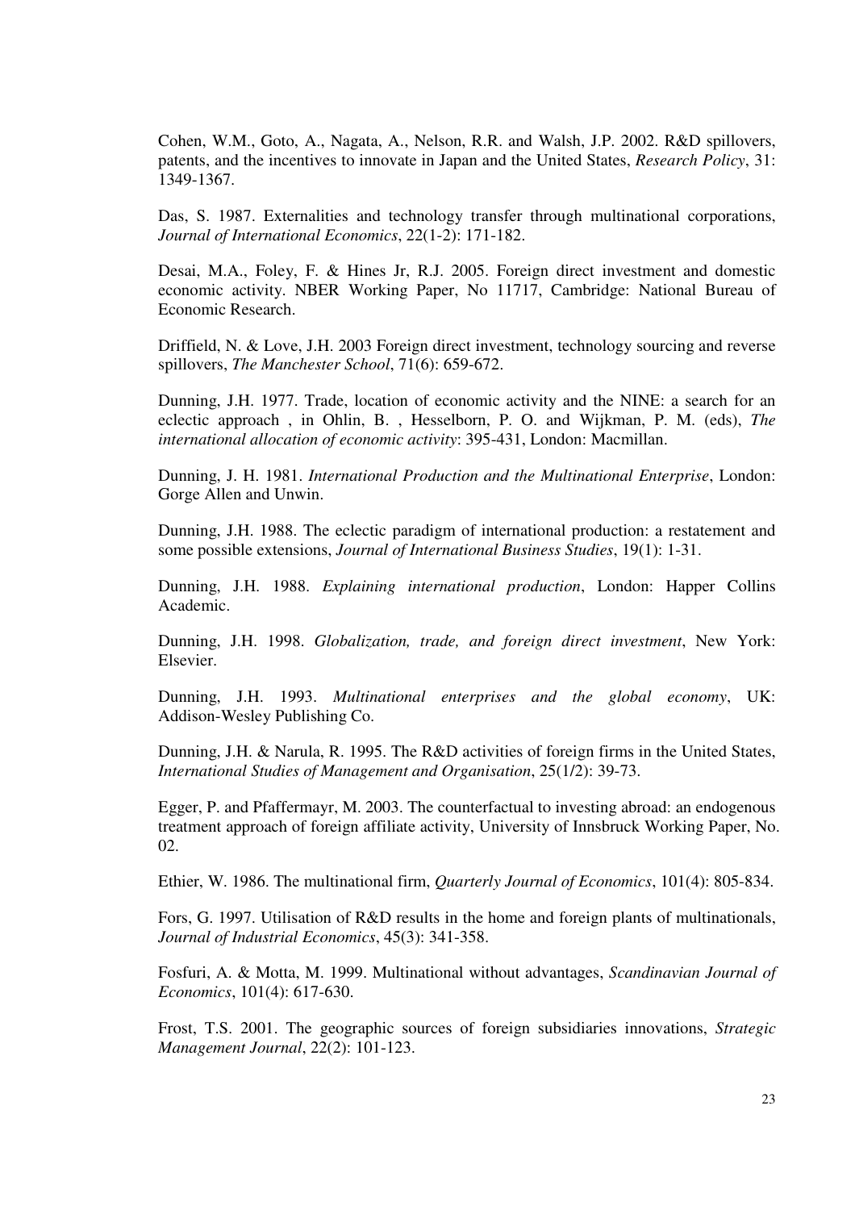Cohen, W.M., Goto, A., Nagata, A., Nelson, R.R. and Walsh, J.P. 2002. R&D spillovers, patents, and the incentives to innovate in Japan and the United States, *Research Policy*, 31: 1349-1367.

Das, S. 1987. Externalities and technology transfer through multinational corporations, *Journal of International Economics*, 22(1-2): 171-182.

Desai, M.A., Foley, F. & Hines Jr, R.J. 2005. Foreign direct investment and domestic economic activity. NBER Working Paper, No 11717, Cambridge: National Bureau of Economic Research.

Driffield, N. & Love, J.H. 2003 Foreign direct investment, technology sourcing and reverse spillovers, *The Manchester School*, 71(6): 659-672.

Dunning, J.H. 1977. Trade, location of economic activity and the NINE: a search for an eclectic approach , in Ohlin, B. , Hesselborn, P. O. and Wijkman, P. M. (eds), *The international allocation of economic activity*: 395-431, London: Macmillan.

Dunning, J. H. 1981. *International Production and the Multinational Enterprise*, London: Gorge Allen and Unwin.

Dunning, J.H. 1988. The eclectic paradigm of international production: a restatement and some possible extensions, *Journal of International Business Studies*, 19(1): 1-31.

Dunning, J.H. 1988. *Explaining international production*, London: Happer Collins Academic.

Dunning, J.H. 1998. *Globalization, trade, and foreign direct investment*, New York: Elsevier.

Dunning, J.H. 1993. *Multinational enterprises and the global economy*, UK: Addison-Wesley Publishing Co.

Dunning, J.H. & Narula, R. 1995. The R&D activities of foreign firms in the United States, *International Studies of Management and Organisation*, 25(1/2): 39-73.

Egger, P. and Pfaffermayr, M. 2003. The counterfactual to investing abroad: an endogenous treatment approach of foreign affiliate activity, University of Innsbruck Working Paper, No. 02.

Ethier, W. 1986. The multinational firm, *Quarterly Journal of Economics*, 101(4): 805-834.

Fors, G. 1997. Utilisation of R&D results in the home and foreign plants of multinationals, *Journal of Industrial Economics*, 45(3): 341-358.

Fosfuri, A. & Motta, M. 1999. Multinational without advantages, *Scandinavian Journal of Economics*, 101(4): 617-630.

Frost, T.S. 2001. The geographic sources of foreign subsidiaries innovations, *Strategic Management Journal*, 22(2): 101-123.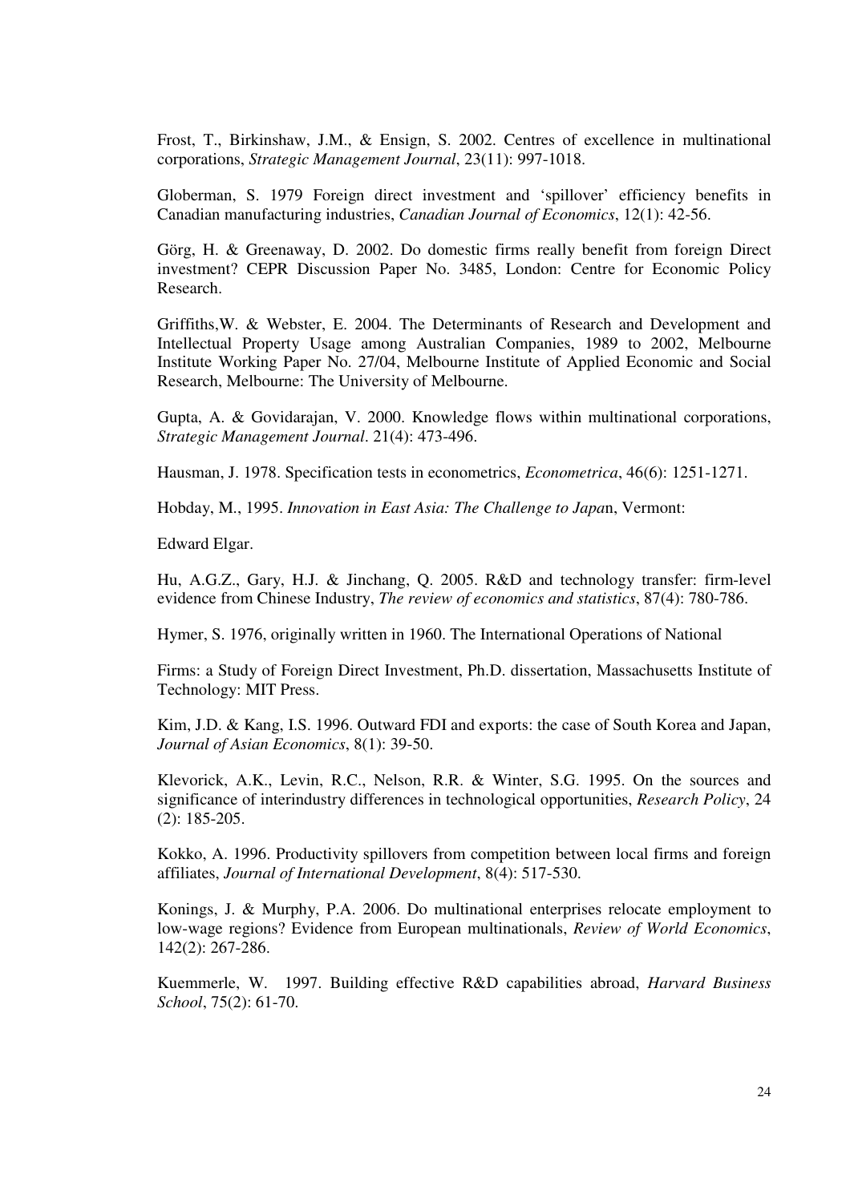Frost, T., Birkinshaw, J.M., & Ensign, S. 2002. Centres of excellence in multinational corporations, *Strategic Management Journal*, 23(11): 997-1018.

Globerman, S. 1979 Foreign direct investment and 'spillover' efficiency benefits in Canadian manufacturing industries, *Canadian Journal of Economics*, 12(1): 42-56.

Görg, H. & Greenaway, D. 2002. Do domestic firms really benefit from foreign Direct investment? CEPR Discussion Paper No. 3485, London: Centre for Economic Policy Research.

Griffiths,W. & Webster, E. 2004. The Determinants of Research and Development and Intellectual Property Usage among Australian Companies, 1989 to 2002, Melbourne Institute Working Paper No. 27/04, Melbourne Institute of Applied Economic and Social Research, Melbourne: The University of Melbourne.

Gupta, A. & Govidarajan, V. 2000. Knowledge flows within multinational corporations, *Strategic Management Journal*. 21(4): 473-496.

Hausman, J. 1978. Specification tests in econometrics, *Econometrica*, 46(6): 1251-1271.

Hobday, M., 1995. *Innovation in East Asia: The Challenge to Japa*n, Vermont:

Edward Elgar.

Hu, A.G.Z., Gary, H.J. & Jinchang, Q. 2005. R&D and technology transfer: firm-level evidence from Chinese Industry, *The review of economics and statistics*, 87(4): 780-786.

Hymer, S. 1976, originally written in 1960. The International Operations of National

Firms: a Study of Foreign Direct Investment, Ph.D. dissertation, Massachusetts Institute of Technology: MIT Press.

Kim, J.D. & Kang, I.S. 1996. Outward FDI and exports: the case of South Korea and Japan, *Journal of Asian Economics*, 8(1): 39-50.

Klevorick, A.K., Levin, R.C., Nelson, R.R. & Winter, S.G. 1995. On the sources and significance of interindustry differences in technological opportunities, *Research Policy*, 24 (2): 185-205.

Kokko, A. 1996. Productivity spillovers from competition between local firms and foreign affiliates, *Journal of International Development*, 8(4): 517-530.

Konings, J. & Murphy, P.A. 2006. Do multinational enterprises relocate employment to low-wage regions? Evidence from European multinationals, *Review of World Economics*, 142(2): 267-286.

Kuemmerle, W. 1997. Building effective R&D capabilities abroad, *Harvard Business School*, 75(2): 61-70.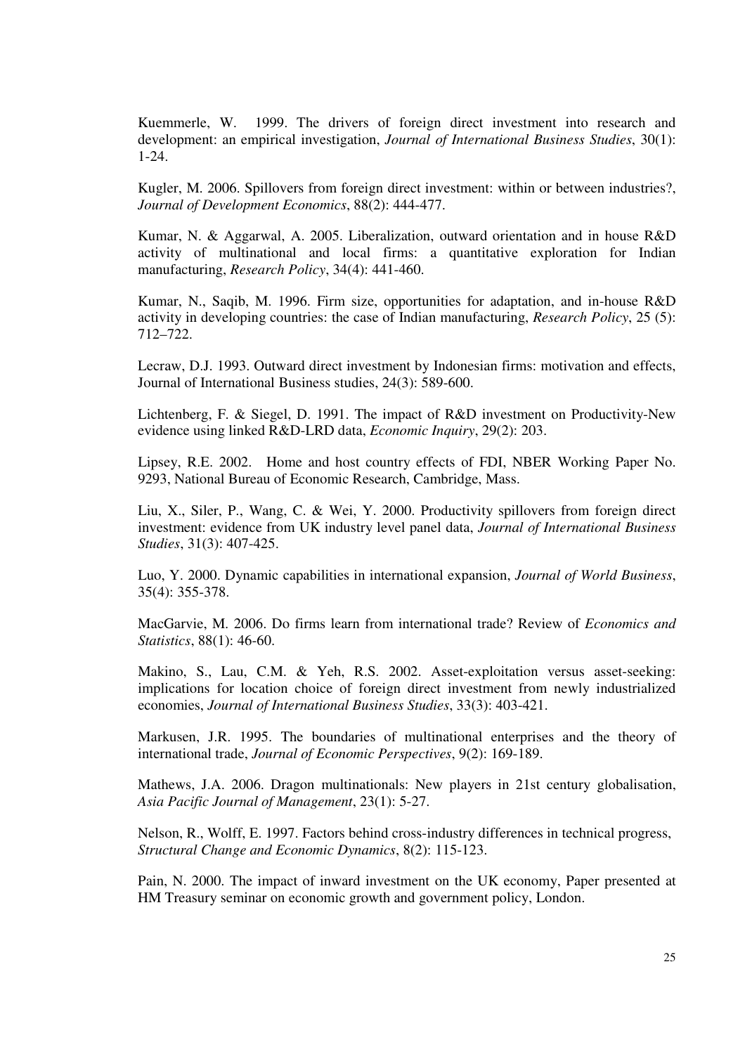Kuemmerle, W. 1999. The drivers of foreign direct investment into research and development: an empirical investigation, *Journal of International Business Studies*, 30(1): 1-24.

Kugler, M. 2006. Spillovers from foreign direct investment: within or between industries?, *Journal of Development Economics*, 88(2): 444-477.

Kumar, N. & Aggarwal, A. 2005. Liberalization, outward orientation and in house R&D activity of multinational and local firms: a quantitative exploration for Indian manufacturing, *Research Policy*, 34(4): 441-460.

Kumar, N., Saqib, M. 1996. Firm size, opportunities for adaptation, and in-house R&D activity in developing countries: the case of Indian manufacturing, *Research Policy*, 25 (5): 712–722.

Lecraw, D.J. 1993. Outward direct investment by Indonesian firms: motivation and effects, Journal of International Business studies, 24(3): 589-600.

Lichtenberg, F. & Siegel, D. 1991. The impact of R&D investment on Productivity-New evidence using linked R&D-LRD data, *Economic Inquiry*, 29(2): 203.

Lipsey, R.E. 2002. Home and host country effects of FDI, NBER Working Paper No. 9293, National Bureau of Economic Research, Cambridge, Mass.

Liu, X., Siler, P., Wang, C. & Wei, Y. 2000. Productivity spillovers from foreign direct investment: evidence from UK industry level panel data, *Journal of International Business Studies*, 31(3): 407-425.

Luo, Y. 2000. Dynamic capabilities in international expansion, *Journal of World Business*, 35(4): 355-378.

MacGarvie, M. 2006. Do firms learn from international trade? Review of *Economics and Statistics*, 88(1): 46-60.

Makino, S., Lau, C.M. & Yeh, R.S. 2002. Asset-exploitation versus asset-seeking: implications for location choice of foreign direct investment from newly industrialized economies, *Journal of International Business Studies*, 33(3): 403-421.

Markusen, J.R. 1995. The boundaries of multinational enterprises and the theory of international trade, *Journal of Economic Perspectives*, 9(2): 169-189.

Mathews, J.A. 2006. Dragon multinationals: New players in 21st century globalisation, *Asia Pacific Journal of Management*, 23(1): 5-27.

Nelson, R., Wolff, E. 1997. Factors behind cross-industry differences in technical progress, *Structural Change and Economic Dynamics*, 8(2): 115-123.

Pain, N. 2000. The impact of inward investment on the UK economy, Paper presented at HM Treasury seminar on economic growth and government policy, London.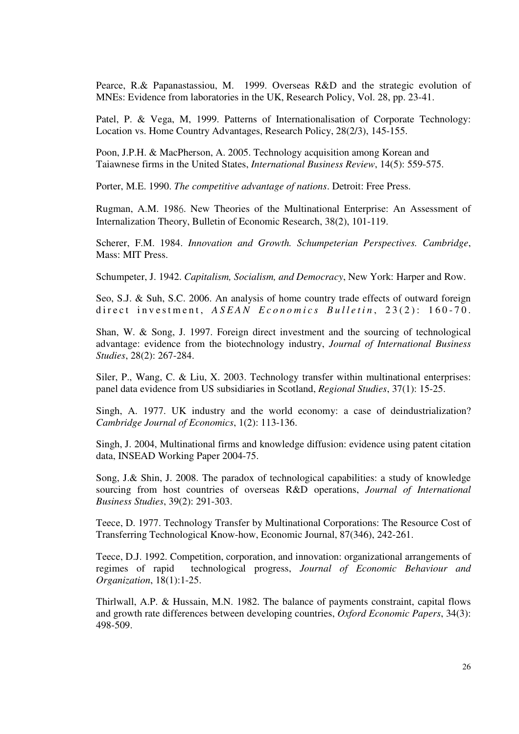Pearce, R.& Papanastassiou, M. 1999. Overseas R&D and the strategic evolution of MNEs: Evidence from laboratories in the UK, Research Policy, Vol. 28, pp. 23-41.

Patel, P. & Vega, M, 1999. Patterns of Internationalisation of Corporate Technology: Location vs. Home Country Advantages, Research Policy, 28(2/3), 145-155.

Poon, J.P.H. & MacPherson, A. 2005. Technology acquisition among Korean and Taiawnese firms in the United States, *International Business Review*, 14(5): 559-575.

Porter, M.E. 1990. *The competitive advantage of nations*. Detroit: Free Press.

Rugman, A.M. 1986. New Theories of the Multinational Enterprise: An Assessment of Internalization Theory, Bulletin of Economic Research, 38(2), 101-119.

Scherer, F.M. 1984. *Innovation and Growth. Schumpeterian Perspectives. Cambridge*, Mass: MIT Press.

Schumpeter, J. 1942. *Capitalism, Socialism, and Democracy*, New York: Harper and Row.

Seo, S.J. & Suh, S.C. 2006. An analysis of home country trade effects of outward foreign direct investment, *ASEAN Economics Bulletin*, 23(2): 160-70.

Shan, W. & Song, J. 1997. Foreign direct investment and the sourcing of technological advantage: evidence from the biotechnology industry, *Journal of International Business Studies*, 28(2): 267-284.

Siler, P., Wang, C. & Liu, X. 2003. Technology transfer within multinational enterprises: panel data evidence from US subsidiaries in Scotland, *Regional Studies*, 37(1): 15-25.

Singh, A. 1977. UK industry and the world economy: a case of deindustrialization? *Cambridge Journal of Economics*, 1(2): 113-136.

Singh, J. 2004, Multinational firms and knowledge diffusion: evidence using patent citation data, INSEAD Working Paper 2004-75.

Song, J.& Shin, J. 2008. The paradox of technological capabilities: a study of knowledge sourcing from host countries of overseas R&D operations, *Journal of International Business Studies*, 39(2): 291-303.

Teece, D. 1977. Technology Transfer by Multinational Corporations: The Resource Cost of Transferring Technological Know-how, Economic Journal, 87(346), 242-261.

Teece, D.J. 1992. Competition, corporation, and innovation: organizational arrangements of regimes of rapid technological progress, *Journal of Economic Behaviour and Organization*, 18(1):1-25.

Thirlwall, A.P. & Hussain, M.N. 1982. The balance of payments constraint, capital flows and growth rate differences between developing countries, *Oxford Economic Papers*, 34(3): 498-509.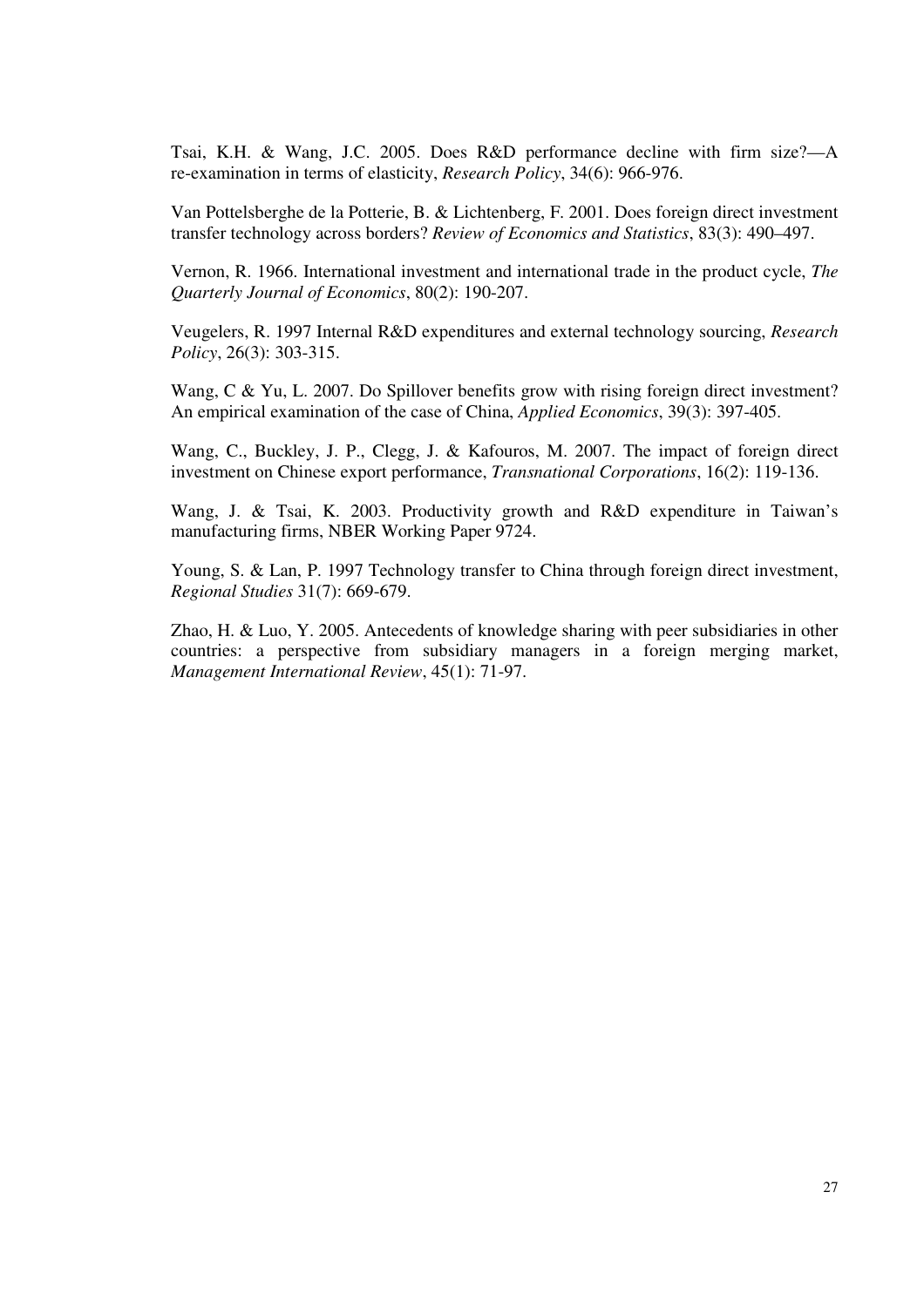Tsai, K.H. & Wang, J.C. 2005. Does R&D performance decline with firm size?—A re-examination in terms of elasticity, *Research Policy*, 34(6): 966-976.

Van Pottelsberghe de la Potterie, B. & Lichtenberg, F. 2001. Does foreign direct investment transfer technology across borders? *Review of Economics and Statistics*, 83(3): 490–497.

Vernon, R. 1966. International investment and international trade in the product cycle, *The Quarterly Journal of Economics*, 80(2): 190-207.

Veugelers, R. 1997 Internal R&D expenditures and external technology sourcing, *Research Policy*, 26(3): 303-315.

Wang, C & Yu, L. 2007. Do Spillover benefits grow with rising foreign direct investment? An empirical examination of the case of China, *Applied Economics*, 39(3): 397-405.

Wang, C., Buckley, J. P., Clegg, J. & Kafouros, M. 2007. The impact of foreign direct investment on Chinese export performance, *Transnational Corporations*, 16(2): 119-136.

Wang, J. & Tsai, K. 2003. Productivity growth and R&D expenditure in Taiwan's manufacturing firms, NBER Working Paper 9724.

Young, S. & Lan, P. 1997 Technology transfer to China through foreign direct investment, *Regional Studies* 31(7): 669-679.

Zhao, H. & Luo, Y. 2005. Antecedents of knowledge sharing with peer subsidiaries in other countries: a perspective from subsidiary managers in a foreign merging market, *Management International Review*, 45(1): 71-97.